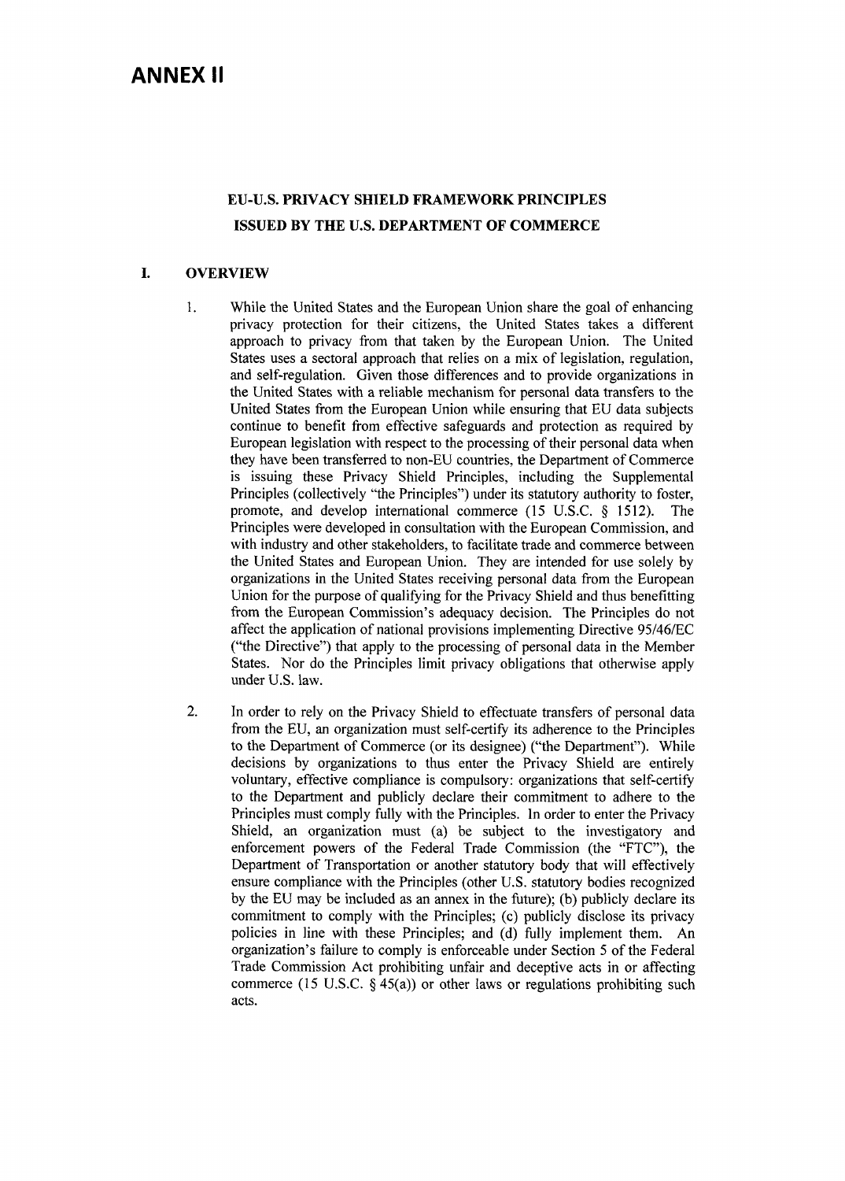# ANNEX II

## EU-U.S. PRIVACY SHIELD FRAMEWORK PRINCIPLES ISSUED BY THE U.S. DEPARTMENT OF COMMERCE

### I. OVERVIEW

1. While the United States and the European Union share the goal of enhancing privacy protection for their citizens, the United States takes a different approach to privacy from that taken by the European Union. The United States uses a sectoral approach that relies on a mix of legislation, regulation, and self-regulation. Given those differences and to provide organizations in the United States with a reliable mechanism for personal data transfers to the United States from the European Union while ensuring that EU data subjects continue to benefit from effective safeguards and protection as required by European legislation with respect to the processing of their personal data when they have been transferred to non-EU countries, the Department of Commerce is issuing these Privacy Shield Principles, including the Supplemental Principles (collectively "the Principles") under its statutory authority to foster, promote, and develop international commerce (15 U.S.C. § 1512). The Principles were developed in consultation with the European Commission, and with industry and other stakeholders, to facilitate trade and commerce between the United States and European Union. They are intended for use solely by organizations in the United States receiving personal data from the European Union for the purpose of qualifying for the Privacy Shield and thus benefitting from the European Commission's adequacy decision. The Principles do not affect the application of national provisions implementing Directive 95/46/EC ("the Directive") that apply to the processing of personal data in the Member States. Nor do the Principles limit privacy obligations that otherwise apply under U.S. law.

2. In order to rely on the Privacy Shield to effectuate transfers of personal data from the EU, an organization must self-certify its adherence to the Principles to the Department of Commerce (or its designee) ("the Department"). While decisions by organizations to thus enter the Privacy Shield are entirely voluntary, effective compliance is compulsory: organizations that self-certify to the Department and publicly declare their commitment to adhere to the Principles must comply fully with the Principles. In order to enter the Privacy Shield, an organization must (a) be subject to the investigatory and enforcement powers of the Federal Trade Commission (the "FTC"), the Department of Transportation or another statutory body that will effectively ensure compliance with the Principles (other U.S. statutory bodies recognized by the EU may be included as an annex in the future); (b) publicly declare its commitment to comply with the Principles; (c) publicly disclose its privacy policies in line with these Principles; and (d) fully implement them. An organization's failure to comply is enforceable under Section 5 of the Federal Trade Commission Act prohibiting unfair and deceptive acts in or affecting commerce (15 U.S.C. § 45(a)) or other laws or regulations prohibiting such acts.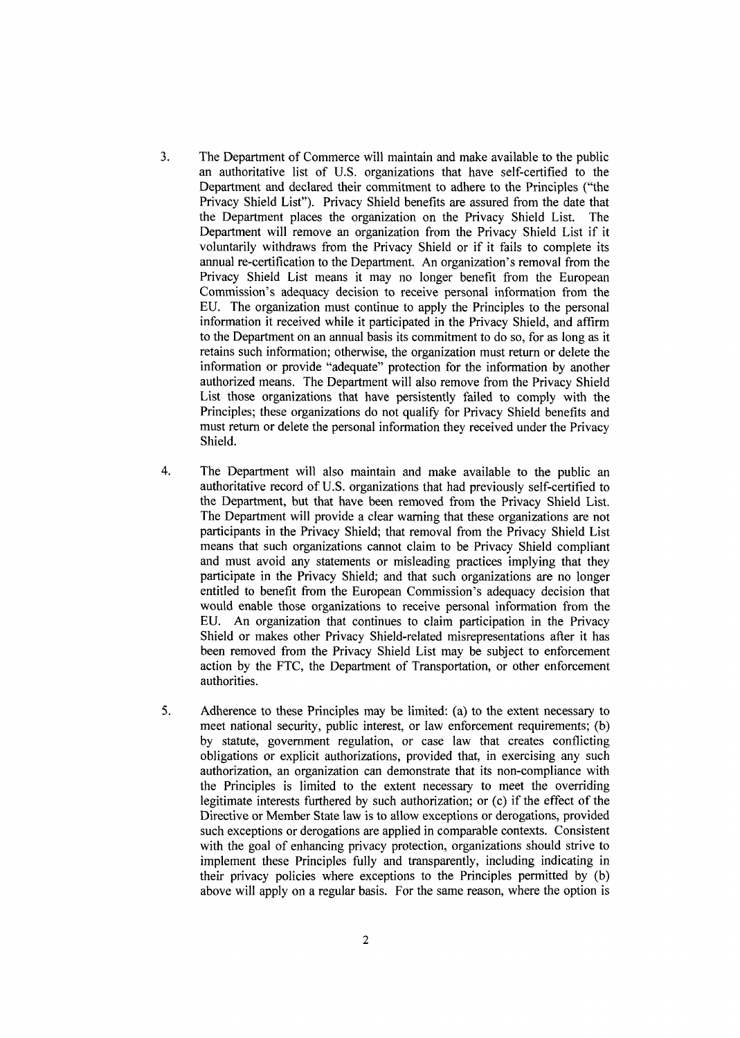3. The Department of Commerce will maintain and make available to the public an authoritative list of U.S. organizations that have self-certified to the Department and declared their commitment to adhere to the Principles ("the Privacy Shield List"). Privacy Shield benefits are assured from the date that the Department places the organization on the Privacy Shield List. The Department will remove an organization from the Privacy Shield List if it voluntarily withdraws from the Privacy Shield or if it fails to complete its annual re-certification to the Department. An organization's removal from the Privacy Shield List means it may no longer benefit from the European Commission's adequacy decision to receive personal information from the EU. The organization must continue to apply the Principles to the personal information it received while it participated in the Privacy Shield, and affirm to the Department on an annual basis its commitment to do so, for as long as it retains such information; otherwise, the organization must return or delete the information or provide "adequate" protection for the information by another authorized means. The Department will also remove from the Privacy Shield List those organizations that have persistently failed to comply with the Principles; these organizations do not qualify for Privacy Shield benefits and must return or delete the personal information they received under the Privacy Shield.

4. The Department will also maintain and make available to the public an authoritative record of U.S. organizations that had previously self-certified to the Department, but that have been removed from the Privacy Shield List. The Department will provide a clear warning that these organizations are not participants in the Privacy Shield; that removal from the Privacy Shield List means that such organizations cannot claim to be Privacy Shield compliant and must avoid any statements or misleading practices implying that they participate in the Privacy Shield; and that such organizations are no longer entitled to benefit from the European Commission's adequacy decision that would enable those organizations to receive personal information from the EU. An organization that continues to claim participation in the Privacy Shield or makes other Privacy Shield-related misrepresentations after it has been removed from the Privacy Shield List may be subject to enforcement action by the FTC, the Department of Transportation, or other enforcement authorities.

5. Adherence to these Principles may be limited: (a) to the extent necessary to meet national security, public interest, or law enforcement requirements; (b) by statute, government regulation, or case law that creates conflicting obligations or explicit authorizations, provided that, in exercising any such authorization, an organization can demonstrate that its non-compliance with the Principles is limited to the extent necessary to meet the overriding legitimate interests furthered by such authorization; or (c) if the effect of the Directive or Member State law is to allow exceptions or derogations, provided such exceptions or derogations are applied in comparable contexts. Consistent with the goal of enhancing privacy protection, organizations should strive to implement these Principles fully and transparently, including indicating in their privacy policies where exceptions to the Principles permitted by (b) above will apply on a regular basis. For the same reason, where the option is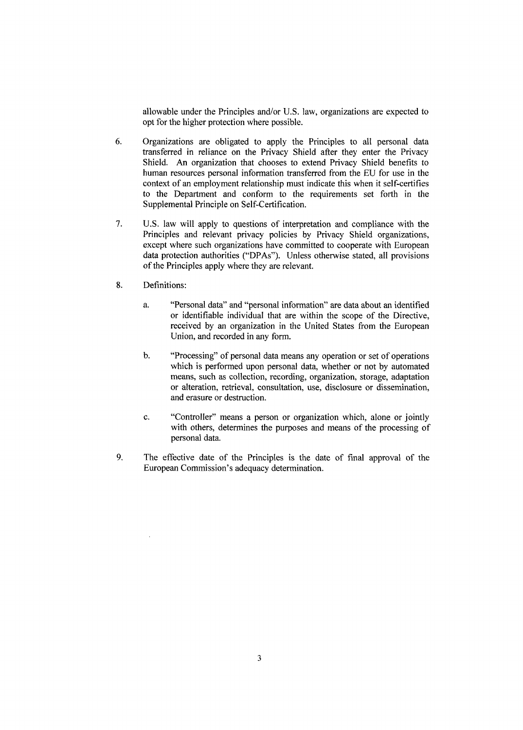allowable under the Principles and/or U.S. law, organizations are expected to opt for the higher protection where possible.

6. Organizations are obligated to apply the Principles to all personal data transferred in reliance on the Privacy Shield after they enter the Privacy Shield. An organization that chooses to extend Privacy Shield benefits to human resources personal information transferred from the EU for use in the context of an employment relationship must indicate this when it self-certifies to the Department and conform to the requirements set forth in the Supplemental Principle on Self-Certification.

7. U.S. law will apply to questions of interpretation and compliance with the Principles and relevant privacy policies by Privacy Shield organizations, except where such organizations have committed to cooperate with European data protection authorities ("DPAs"). Unless otherwise stated, all provisions of the Principles apply where they are relevant.

8. Definitions:

   a. "Personal data" and "personal information" are data about an identified or identifiable individual that are within the scope of the Directive, received by an organization in the United States from the European Union, and recorded in any form.

   b. "Processing" of personal data means any operation or set of operations which is performed upon personal data, whether or not by automated means, such as collection, recording, organization, storage, adaptation or alteration, retrieval, consultation, use, disclosure or dissemination, and erasure or destruction.

   c. "Controller" means a person or organization which, alone or jointly with others, determines the purposes and means of the processing of personal data.

9. The effective date of the Principles is the date of final approval of the European Commission's adequacy determination.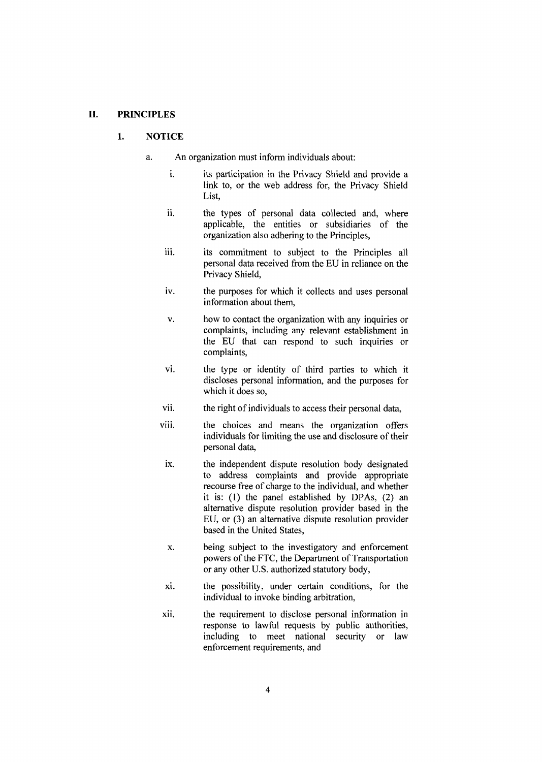## II. PRINCIPLES

### 1. NOTICE

a. An organization must inform individuals about:

   i. its participation in the Privacy Shield and provide a link to, or the web address for, the Privacy Shield List,

   ii. the types of personal data collected and, where applicable, the entities or subsidiaries of the organization also adhering to the Principles,

   iii. its commitment to subject to the Principles all personal data received from the EU in reliance on the Privacy Shield,

   iv. the purposes for which it collects and uses personal information about them,

   v. how to contact the organization with any inquiries or complaints, including any relevant establishment in the EU that can respond to such inquiries or complaints,

   vi. the type or identity of third parties to which it discloses personal information, and the purposes for which it does so,

   vii. the right of individuals to access their personal data,

   viii. the choices and means the organization offers individuals for limiting the use and disclosure of their personal data,

   ix. the independent dispute resolution body designated to address complaints and provide appropriate recourse free of charge to the individual, and whether it is: (1) the panel established by DPAs, (2) an alternative dispute resolution provider based in the EU, or (3) an alternative dispute resolution provider based in the United States,

   x. being subject to the investigatory and enforcement powers of the FTC, the Department of Transportation or any other U.S. authorized statutory body,

   xi. the possibility, under certain conditions, for the individual to invoke binding arbitration,

   xii. the requirement to disclose personal information in response to lawful requests by public authorities, including to meet national security or law enforcement requirements, and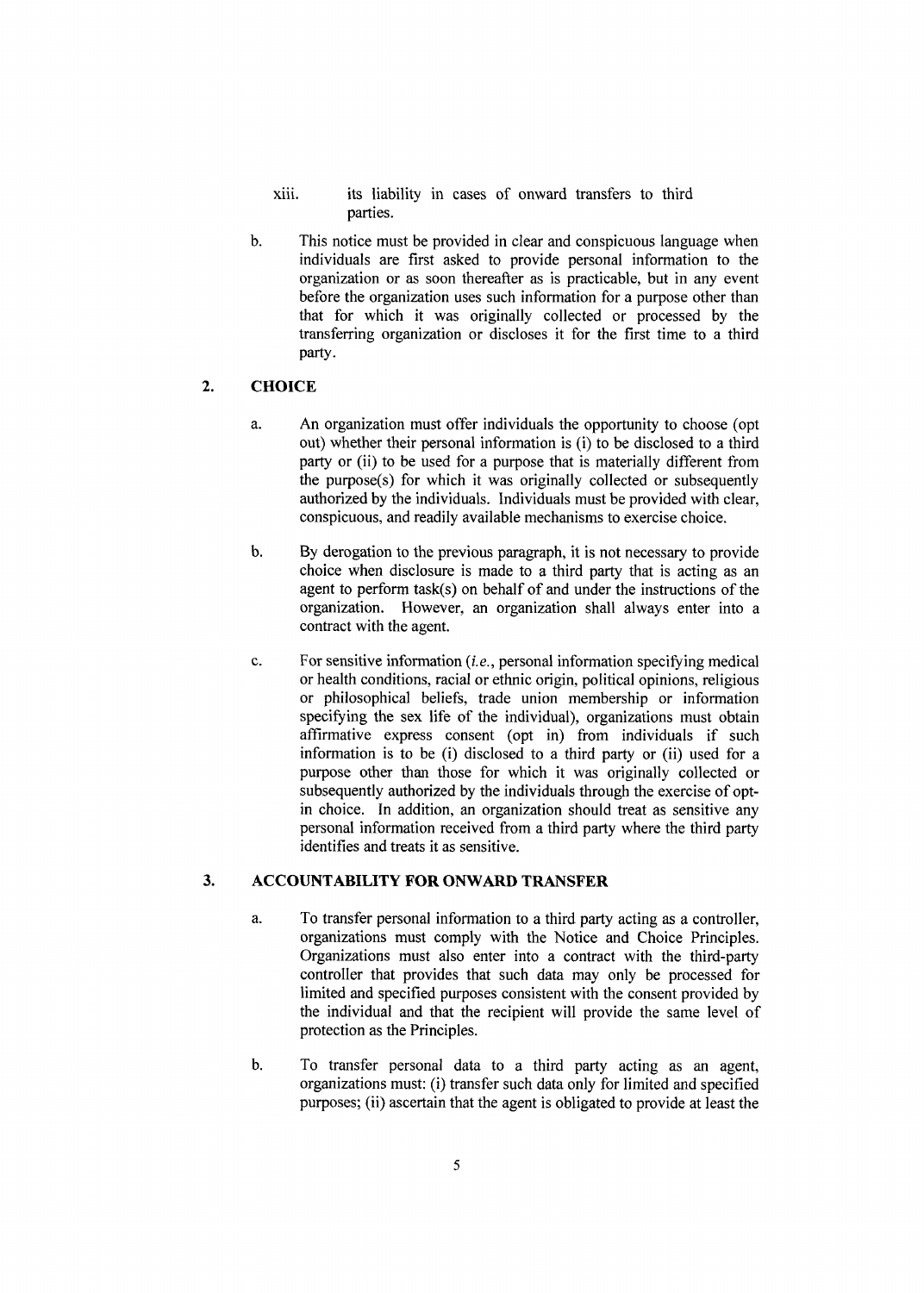xiii. its liability in cases of onward transfers to third parties.

b. This notice must be provided in clear and conspicuous language when individuals are first asked to provide personal information to the organization or as soon thereafter as is practicable, but in any event before the organization uses such information for a purpose other than that for which it was originally collected or processed by the transferring organization or discloses it for the first time to a third party.

## 2. CHOICE

a. An organization must offer individuals the opportunity to choose (opt out) whether their personal information is (i) to be disclosed to a third party or (ii) to be used for a purpose that is materially different from the purpose(s) for which it was originally collected or subsequently authorized by the individuals. Individuals must be provided with clear, conspicuous, and readily available mechanisms to exercise choice.

b. By derogation to the previous paragraph, it is not necessary to provide choice when disclosure is made to a third party that is acting as an agent to perform task(s) on behalf of and under the instructions of the organization. However, an organization shall always enter into a contract with the agent.

c. For sensitive information (*i.e.*, personal information specifying medical or health conditions, racial or ethnic origin, political opinions, religious or philosophical beliefs, trade union membership or information specifying the sex life of the individual), organizations must obtain affirmative express consent (opt in) from individuals if such information is to be (i) disclosed to a third party or (ii) used for a purpose other than those for which it was originally collected or subsequently authorized by the individuals through the exercise of opt-in choice. In addition, an organization should treat as sensitive any personal information received from a third party where the third party identifies and treats it as sensitive.

## 3. ACCOUNTABILITY FOR ONWARD TRANSFER

a. To transfer personal information to a third party acting as a controller, organizations must comply with the Notice and Choice Principles. Organizations must also enter into a contract with the third-party controller that provides that such data may only be processed for limited and specified purposes consistent with the consent provided by the individual and that the recipient will provide the same level of protection as the Principles.

b. To transfer personal data to a third party acting as an agent, organizations must: (i) transfer such data only for limited and specified purposes; (ii) ascertain that the agent is obligated to provide at least the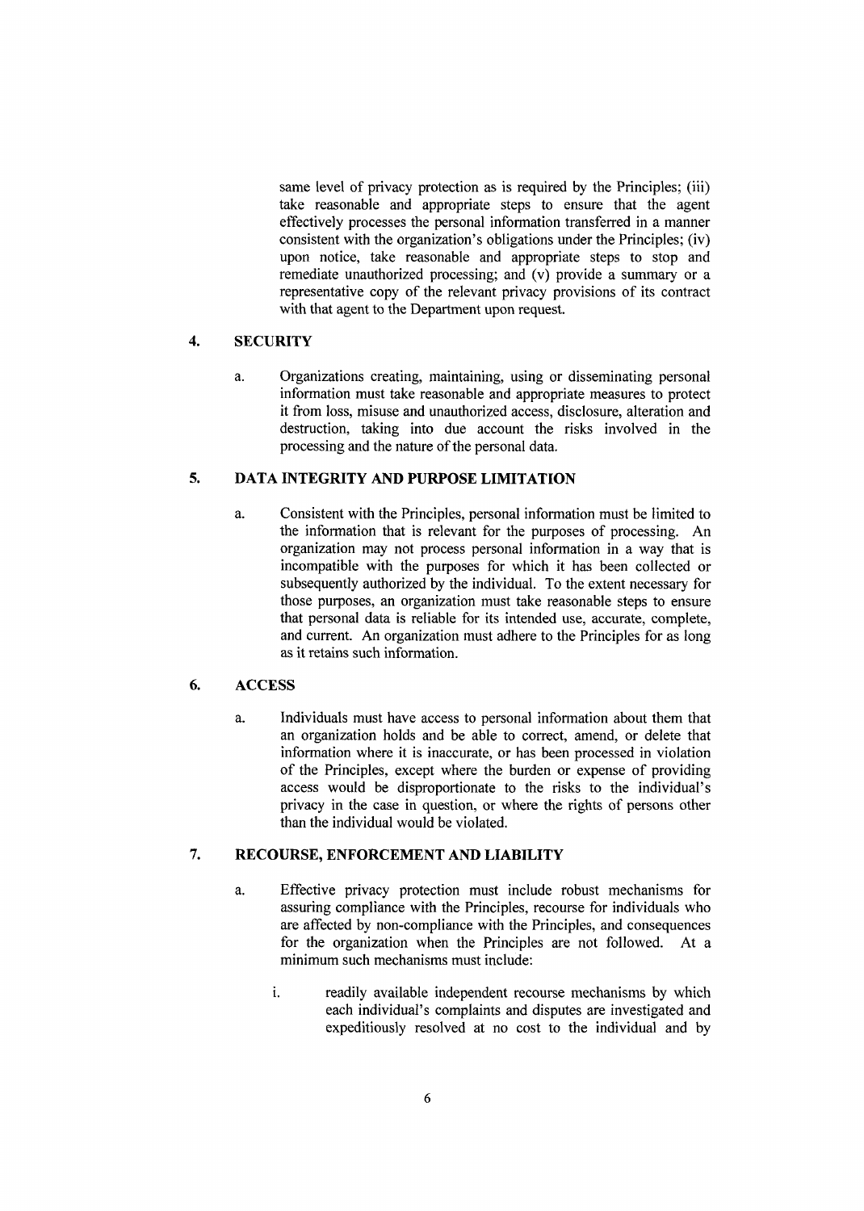same level of privacy protection as is required by the Principles; (iii) take reasonable and appropriate steps to ensure that the agent effectively processes the personal information transferred in a manner consistent with the organization's obligations under the Principles; (iv) upon notice, take reasonable and appropriate steps to stop and remediate unauthorized processing; and (v) provide a summary or a representative copy of the relevant privacy provisions of its contract with that agent to the Department upon request.

## 4. SECURITY

a. Organizations creating, maintaining, using or disseminating personal information must take reasonable and appropriate measures to protect it from loss, misuse and unauthorized access, disclosure, alteration and destruction, taking into due account the risks involved in the processing and the nature of the personal data.

## 5. DATA INTEGRITY AND PURPOSE LIMITATION

a. Consistent with the Principles, personal information must be limited to the information that is relevant for the purposes of processing. An organization may not process personal information in a way that is incompatible with the purposes for which it has been collected or subsequently authorized by the individual. To the extent necessary for those purposes, an organization must take reasonable steps to ensure that personal data is reliable for its intended use, accurate, complete, and current. An organization must adhere to the Principles for as long as it retains such information.

## 6. ACCESS

a. Individuals must have access to personal information about them that an organization holds and be able to correct, amend, or delete that information where it is inaccurate, or has been processed in violation of the Principles, except where the burden or expense of providing access would be disproportionate to the risks to the individual's privacy in the case in question, or where the rights of persons other than the individual would be violated.

## 7. RECOURSE, ENFORCEMENT AND LIABILITY

a. Effective privacy protection must include robust mechanisms for assuring compliance with the Principles, recourse for individuals who are affected by non-compliance with the Principles, and consequences for the organization when the Principles are not followed. At a minimum such mechanisms must include:

   i. readily available independent recourse mechanisms by which each individual's complaints and disputes are investigated and expeditiously resolved at no cost to the individual and by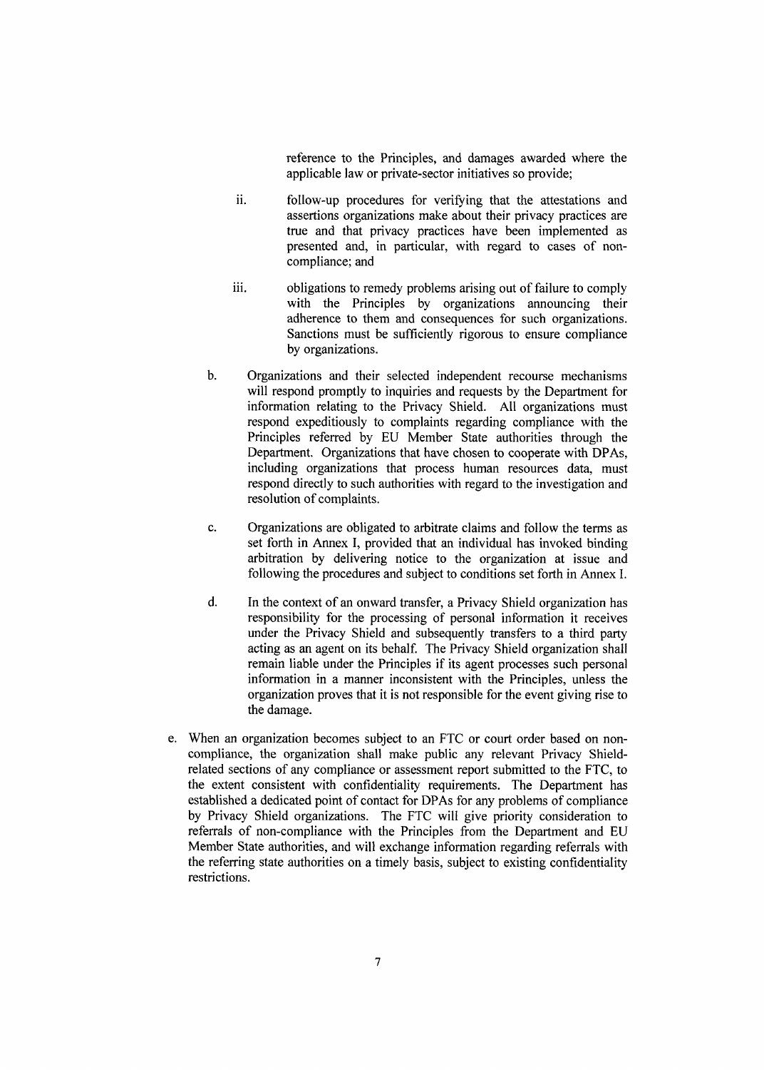reference to the Principles, and damages awarded where the applicable law or private-sector initiatives so provide;

ii. follow-up procedures for verifying that the attestations and assertions organizations make about their privacy practices are true and that privacy practices have been implemented as presented and, in particular, with regard to cases of non-compliance; and

iii. obligations to remedy problems arising out of failure to comply with the Principles by organizations announcing their adherence to them and consequences for such organizations. Sanctions must be sufficiently rigorous to ensure compliance by organizations.

b. Organizations and their selected independent recourse mechanisms will respond promptly to inquiries and requests by the Department for information relating to the Privacy Shield. All organizations must respond expeditiously to complaints regarding compliance with the Principles referred by EU Member State authorities through the Department. Organizations that have chosen to cooperate with DPAs, including organizations that process human resources data, must respond directly to such authorities with regard to the investigation and resolution of complaints.

c. Organizations are obligated to arbitrate claims and follow the terms as set forth in Annex I, provided that an individual has invoked binding arbitration by delivering notice to the organization at issue and following the procedures and subject to conditions set forth in Annex I.

d. In the context of an onward transfer, a Privacy Shield organization has responsibility for the processing of personal information it receives under the Privacy Shield and subsequently transfers to a third party acting as an agent on its behalf. The Privacy Shield organization shall remain liable under the Principles if its agent processes such personal information in a manner inconsistent with the Principles, unless the organization proves that it is not responsible for the event giving rise to the damage.

e. When an organization becomes subject to an FTC or court order based on non-compliance, the organization shall make public any relevant Privacy Shield-related sections of any compliance or assessment report submitted to the FTC, to the extent consistent with confidentiality requirements. The Department has established a dedicated point of contact for DPAs for any problems of compliance by Privacy Shield organizations. The FTC will give priority consideration to referrals of non-compliance with the Principles from the Department and EU Member State authorities, and will exchange information regarding referrals with the referring state authorities on a timely basis, subject to existing confidentiality restrictions.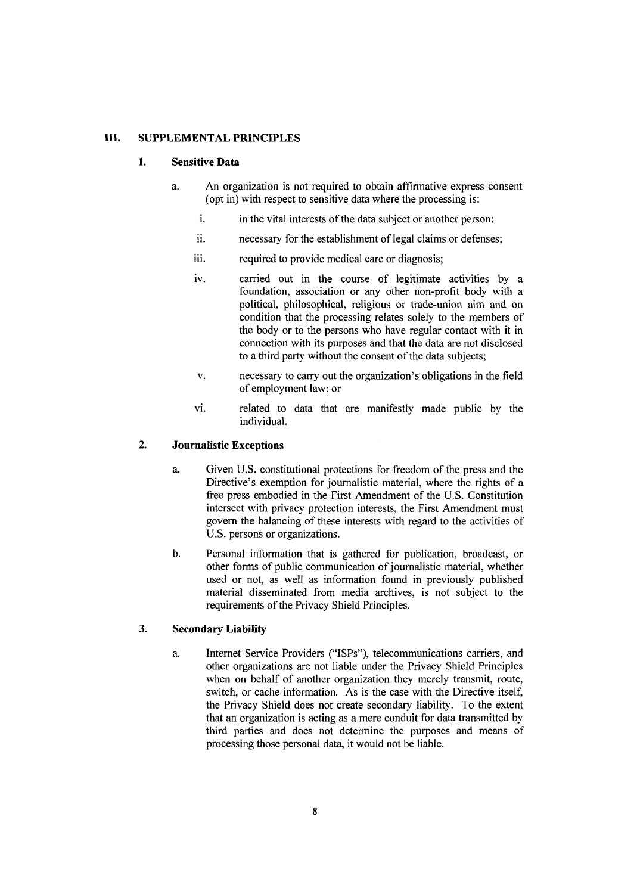## III. SUPPLEMENTAL PRINCIPLES

### 1. Sensitive Data

a. An organization is not required to obtain affirmative express consent (opt in) with respect to sensitive data where the processing is:

   i. in the vital interests of the data subject or another person;

   ii. necessary for the establishment of legal claims or defenses;

   iii. required to provide medical care or diagnosis;

   iv. carried out in the course of legitimate activities by a foundation, association or any other non-profit body with a political, philosophical, religious or trade-union aim and on condition that the processing relates solely to the members of the body or to the persons who have regular contact with it in connection with its purposes and that the data are not disclosed to a third party without the consent of the data subjects;

   v. necessary to carry out the organization's obligations in the field of employment law; or

   vi. related to data that are manifestly made public by the individual.

### 2. Journalistic Exceptions

a. Given U.S. constitutional protections for freedom of the press and the Directive's exemption for journalistic material, where the rights of a free press embodied in the First Amendment of the U.S. Constitution intersect with privacy protection interests, the First Amendment must govern the balancing of these interests with regard to the activities of U.S. persons or organizations.

b. Personal information that is gathered for publication, broadcast, or other forms of public communication of journalistic material, whether used or not, as well as information found in previously published material disseminated from media archives, is not subject to the requirements of the Privacy Shield Principles.

### 3. Secondary Liability

a. Internet Service Providers ("ISPs"), telecommunications carriers, and other organizations are not liable under the Privacy Shield Principles when on behalf of another organization they merely transmit, route, switch, or cache information. As is the case with the Directive itself, the Privacy Shield does not create secondary liability. To the extent that an organization is acting as a mere conduit for data transmitted by third parties and does not determine the purposes and means of processing those personal data, it would not be liable.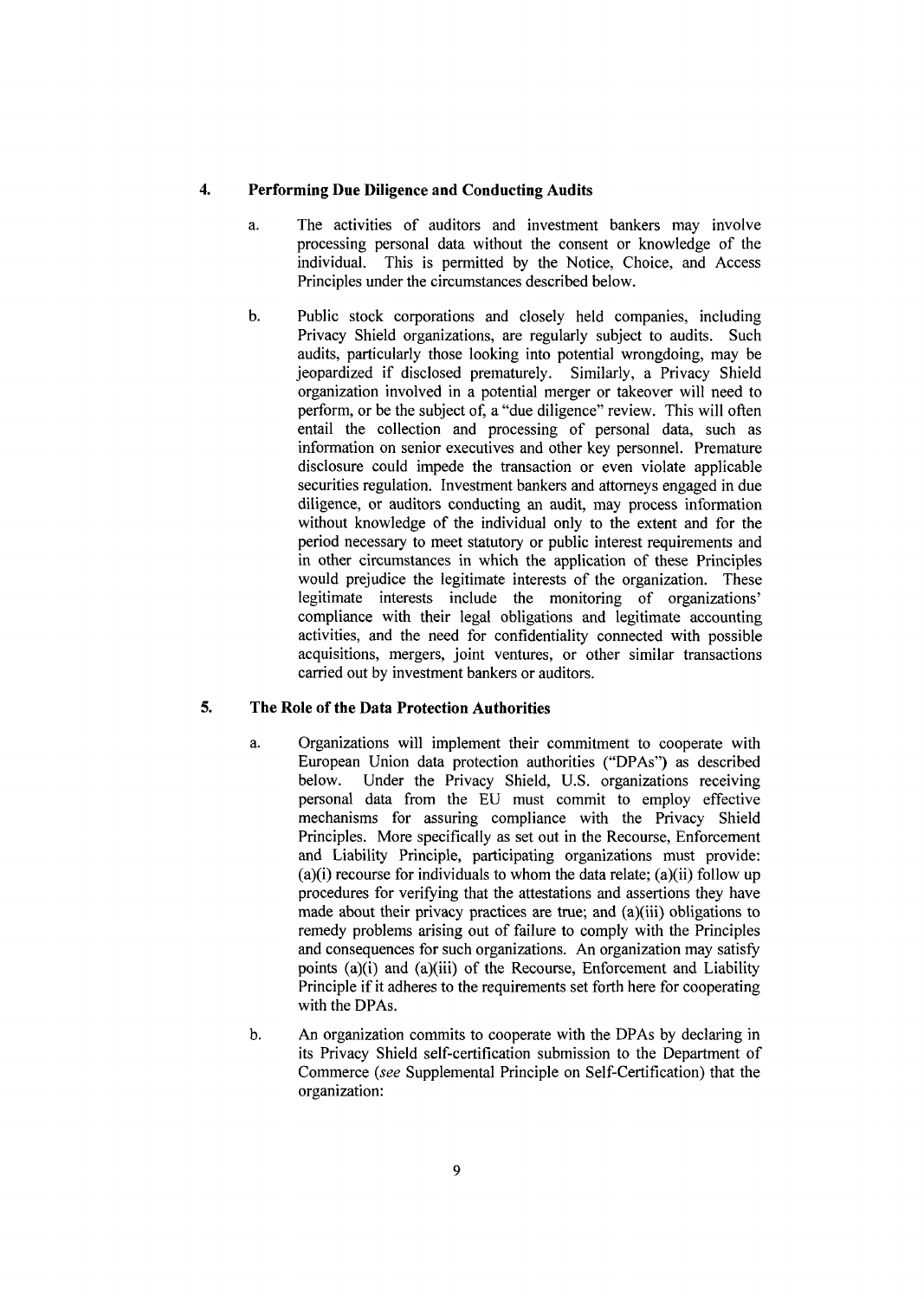## 4. Performing Due Diligence and Conducting Audits

a. The activities of auditors and investment bankers may involve processing personal data without the consent or knowledge of the individual. This is permitted by the Notice, Choice, and Access Principles under the circumstances described below.

b. Public stock corporations and closely held companies, including Privacy Shield organizations, are regularly subject to audits. Such audits, particularly those looking into potential wrongdoing, may be jeopardized if disclosed prematurely. Similarly, a Privacy Shield organization involved in a potential merger or takeover will need to perform, or be the subject of, a "due diligence" review. This will often entail the collection and processing of personal data, such as information on senior executives and other key personnel. Premature disclosure could impede the transaction or even violate applicable securities regulation. Investment bankers and attorneys engaged in due diligence, or auditors conducting an audit, may process information without knowledge of the individual only to the extent and for the period necessary to meet statutory or public interest requirements and in other circumstances in which the application of these Principles would prejudice the legitimate interests of the organization. These legitimate interests include the monitoring of organizations' compliance with their legal obligations and legitimate accounting activities, and the need for confidentiality connected with possible acquisitions, mergers, joint ventures, or other similar transactions carried out by investment bankers or auditors.

## 5. The Role of the Data Protection Authorities

a. Organizations will implement their commitment to cooperate with European Union data protection authorities ("DPAs") as described below. Under the Privacy Shield, U.S. organizations receiving personal data from the EU must commit to employ effective mechanisms for assuring compliance with the Privacy Shield Principles. More specifically as set out in the Recourse, Enforcement and Liability Principle, participating organizations must provide: (a)(i) recourse for individuals to whom the data relate; (a)(ii) follow up procedures for verifying that the attestations and assertions they have made about their privacy practices are true; and (a)(iii) obligations to remedy problems arising out of failure to comply with the Principles and consequences for such organizations. An organization may satisfy points (a)(i) and (a)(iii) of the Recourse, Enforcement and Liability Principle if it adheres to the requirements set forth here for cooperating with the DPAs.

b. An organization commits to cooperate with the DPAs by declaring in its Privacy Shield self-certification submission to the Department of Commerce (*see* Supplemental Principle on Self-Certification) that the organization: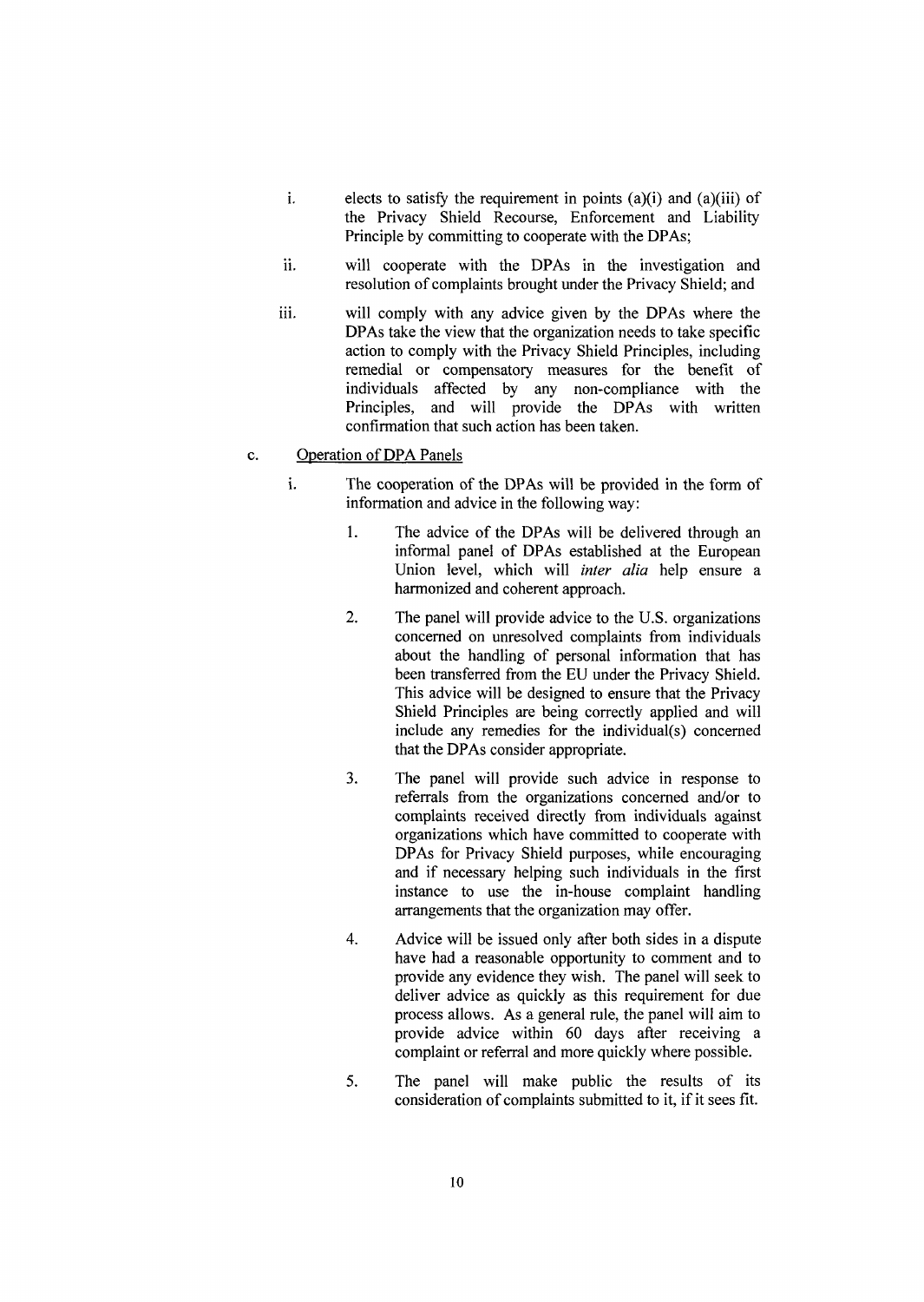i. elects to satisfy the requirement in points (a)(i) and (a)(iii) of the Privacy Shield Recourse, Enforcement and Liability Principle by committing to cooperate with the DPAs;

ii. will cooperate with the DPAs in the investigation and resolution of complaints brought under the Privacy Shield; and

iii. will comply with any advice given by the DPAs where the DPAs take the view that the organization needs to take specific action to comply with the Privacy Shield Principles, including remedial or compensatory measures for the benefit of individuals affected by any non-compliance with the Principles, and will provide the DPAs with written confirmation that such action has been taken.

c. Operation of DPA Panels

i. The cooperation of the DPAs will be provided in the form of information and advice in the following way:

1. The advice of the DPAs will be delivered through an informal panel of DPAs established at the European Union level, which will *inter alia* help ensure a harmonized and coherent approach.

2. The panel will provide advice to the U.S. organizations concerned on unresolved complaints from individuals about the handling of personal information that has been transferred from the EU under the Privacy Shield. This advice will be designed to ensure that the Privacy Shield Principles are being correctly applied and will include any remedies for the individual(s) concerned that the DPAs consider appropriate.

3. The panel will provide such advice in response to referrals from the organizations concerned and/or to complaints received directly from individuals against organizations which have committed to cooperate with DPAs for Privacy Shield purposes, while encouraging and if necessary helping such individuals in the first instance to use the in-house complaint handling arrangements that the organization may offer.

4. Advice will be issued only after both sides in a dispute have had a reasonable opportunity to comment and to provide any evidence they wish. The panel will seek to deliver advice as quickly as this requirement for due process allows. As a general rule, the panel will aim to provide advice within 60 days after receiving a complaint or referral and more quickly where possible.

5. The panel will make public the results of its consideration of complaints submitted to it, if it sees fit.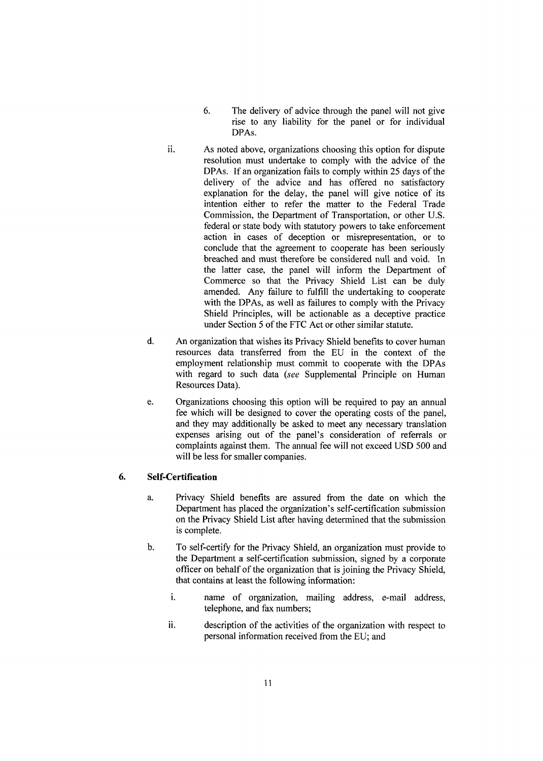6. The delivery of advice through the panel will not give rise to any liability for the panel or for individual DPAs.

ii. As noted above, organizations choosing this option for dispute resolution must undertake to comply with the advice of the DPAs. If an organization fails to comply within 25 days of the delivery of the advice and has offered no satisfactory explanation for the delay, the panel will give notice of its intention either to refer the matter to the Federal Trade Commission, the Department of Transportation, or other U.S. federal or state body with statutory powers to take enforcement action in cases of deception or misrepresentation, or to conclude that the agreement to cooperate has been seriously breached and must therefore be considered null and void. In the latter case, the panel will inform the Department of Commerce so that the Privacy Shield List can be duly amended. Any failure to fulfill the undertaking to cooperate with the DPAs, as well as failures to comply with the Privacy Shield Principles, will be actionable as a deceptive practice under Section 5 of the FTC Act or other similar statute.

d. An organization that wishes its Privacy Shield benefits to cover human resources data transferred from the EU in the context of the employment relationship must commit to cooperate with the DPAs with regard to such data (*see* Supplemental Principle on Human Resources Data).

e. Organizations choosing this option will be required to pay an annual fee which will be designed to cover the operating costs of the panel, and they may additionally be asked to meet any necessary translation expenses arising out of the panel's consideration of referrals or complaints against them. The annual fee will not exceed USD 500 and will be less for smaller companies.

**6. Self-Certification**

a. Privacy Shield benefits are assured from the date on which the Department has placed the organization's self-certification submission on the Privacy Shield List after having determined that the submission is complete.

b. To self-certify for the Privacy Shield, an organization must provide to the Department a self-certification submission, signed by a corporate officer on behalf of the organization that is joining the Privacy Shield, that contains at least the following information:

i. name of organization, mailing address, e-mail address, telephone, and fax numbers;

ii. description of the activities of the organization with respect to personal information received from the EU; and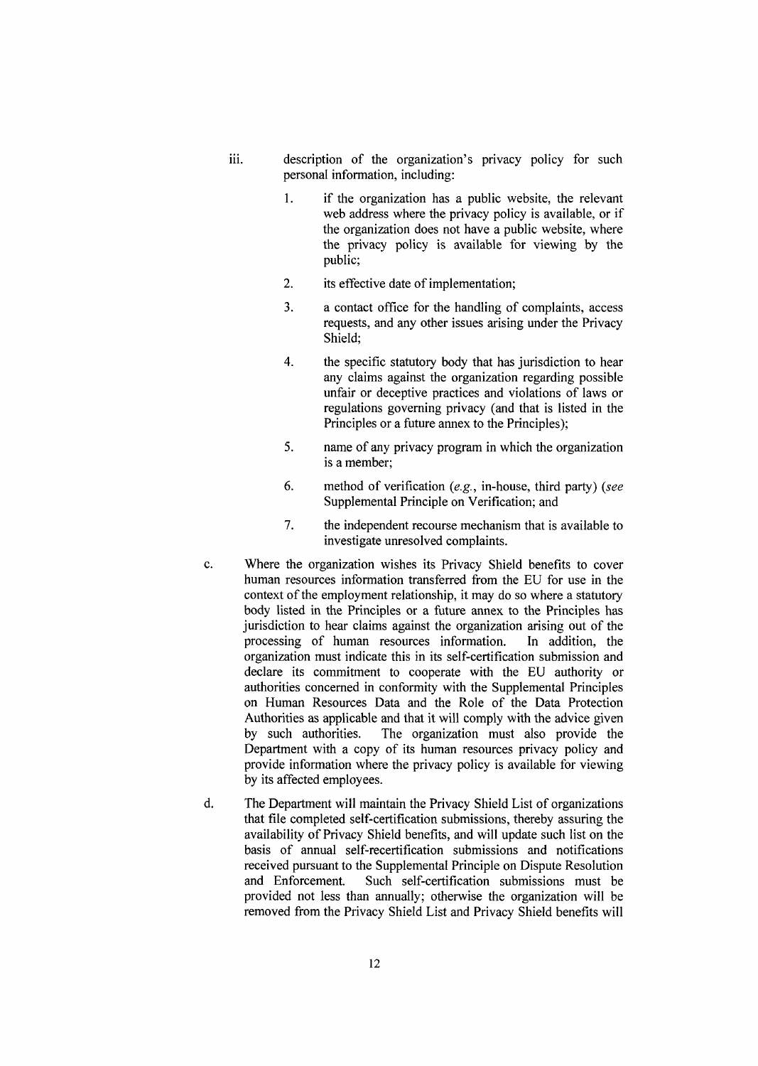iii. description of the organization's privacy policy for such personal information, including:

   1. if the organization has a public website, the relevant web address where the privacy policy is available, or if the organization does not have a public website, where the privacy policy is available for viewing by the public;

   2. its effective date of implementation;

   3. a contact office for the handling of complaints, access requests, and any other issues arising under the Privacy Shield;

   4. the specific statutory body that has jurisdiction to hear any claims against the organization regarding possible unfair or deceptive practices and violations of laws or regulations governing privacy (and that is listed in the Principles or a future annex to the Principles);

   5. name of any privacy program in which the organization is a member;

   6. method of verification (*e.g.*, in-house, third party) (*see* Supplemental Principle on Verification; and

   7. the independent recourse mechanism that is available to investigate unresolved complaints.

c. Where the organization wishes its Privacy Shield benefits to cover human resources information transferred from the EU for use in the context of the employment relationship, it may do so where a statutory body listed in the Principles or a future annex to the Principles has jurisdiction to hear claims against the organization arising out of the processing of human resources information. In addition, the organization must indicate this in its self-certification submission and declare its commitment to cooperate with the EU authority or authorities concerned in conformity with the Supplemental Principles on Human Resources Data and the Role of the Data Protection Authorities as applicable and that it will comply with the advice given by such authorities. The organization must also provide the Department with a copy of its human resources privacy policy and provide information where the privacy policy is available for viewing by its affected employees.

d. The Department will maintain the Privacy Shield List of organizations that file completed self-certification submissions, thereby assuring the availability of Privacy Shield benefits, and will update such list on the basis of annual self-recertification submissions and notifications received pursuant to the Supplemental Principle on Dispute Resolution and Enforcement. Such self-certification submissions must be provided not less than annually; otherwise the organization will be removed from the Privacy Shield List and Privacy Shield benefits will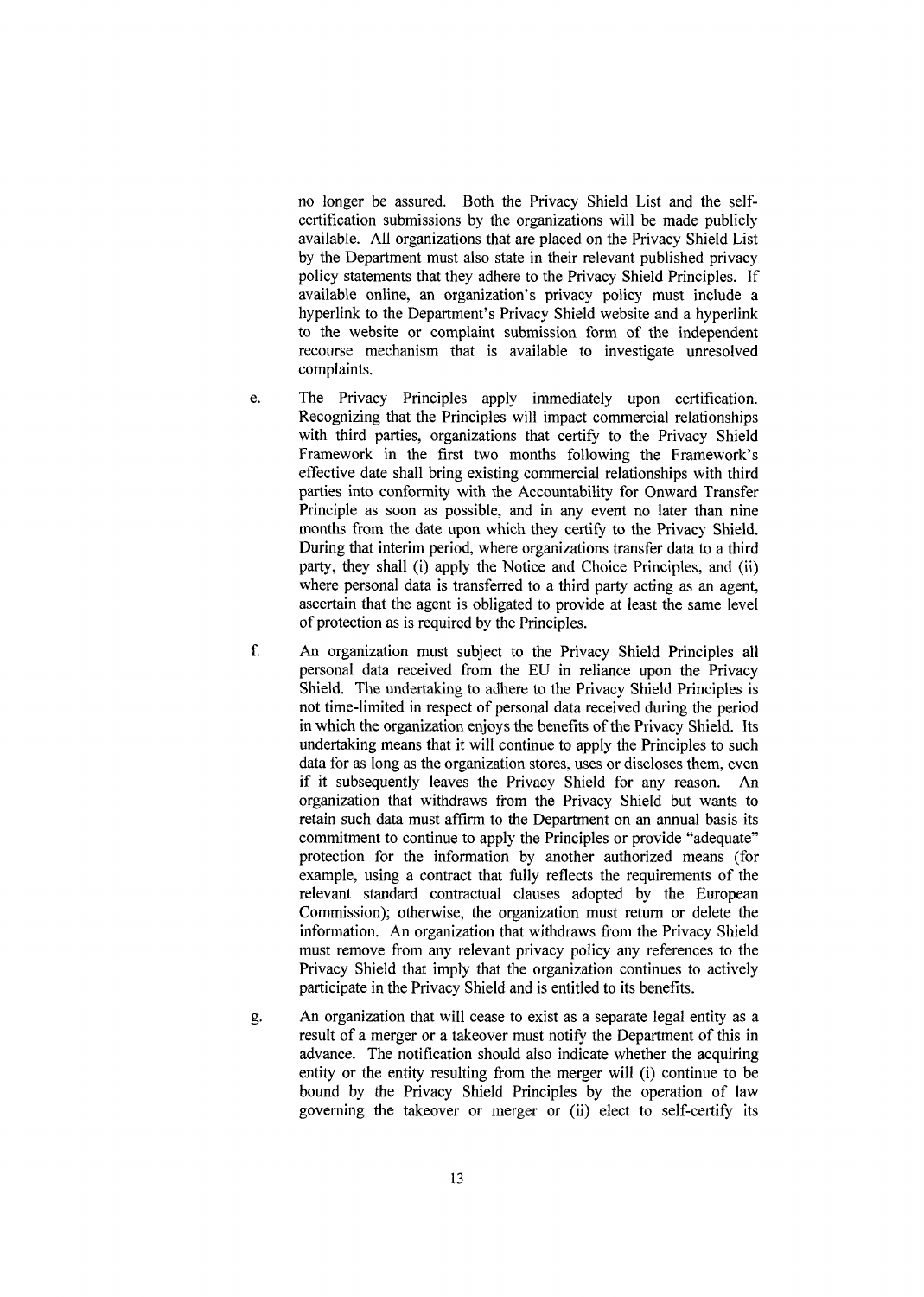no longer be assured. Both the Privacy Shield List and the self-certification submissions by the organizations will be made publicly available. All organizations that are placed on the Privacy Shield List by the Department must also state in their relevant published privacy policy statements that they adhere to the Privacy Shield Principles. If available online, an organization's privacy policy must include a hyperlink to the Department's Privacy Shield website and a hyperlink to the website or complaint submission form of the independent recourse mechanism that is available to investigate unresolved complaints.

e. The Privacy Principles apply immediately upon certification. Recognizing that the Principles will impact commercial relationships with third parties, organizations that certify to the Privacy Shield Framework in the first two months following the Framework's effective date shall bring existing commercial relationships with third parties into conformity with the Accountability for Onward Transfer Principle as soon as possible, and in any event no later than nine months from the date upon which they certify to the Privacy Shield. During that interim period, where organizations transfer data to a third party, they shall (i) apply the Notice and Choice Principles, and (ii) where personal data is transferred to a third party acting as an agent, ascertain that the agent is obligated to provide at least the same level of protection as is required by the Principles.

f. An organization must subject to the Privacy Shield Principles all personal data received from the EU in reliance upon the Privacy Shield. The undertaking to adhere to the Privacy Shield Principles is not time-limited in respect of personal data received during the period in which the organization enjoys the benefits of the Privacy Shield. Its undertaking means that it will continue to apply the Principles to such data for as long as the organization stores, uses or discloses them, even if it subsequently leaves the Privacy Shield for any reason. An organization that withdraws from the Privacy Shield but wants to retain such data must affirm to the Department on an annual basis its commitment to continue to apply the Principles or provide "adequate" protection for the information by another authorized means (for example, using a contract that fully reflects the requirements of the relevant standard contractual clauses adopted by the European Commission); otherwise, the organization must return or delete the information. An organization that withdraws from the Privacy Shield must remove from any relevant privacy policy any references to the Privacy Shield that imply that the organization continues to actively participate in the Privacy Shield and is entitled to its benefits.

g. An organization that will cease to exist as a separate legal entity as a result of a merger or a takeover must notify the Department of this in advance. The notification should also indicate whether the acquiring entity or the entity resulting from the merger will (i) continue to be bound by the Privacy Shield Principles by the operation of law governing the takeover or merger or (ii) elect to self-certify its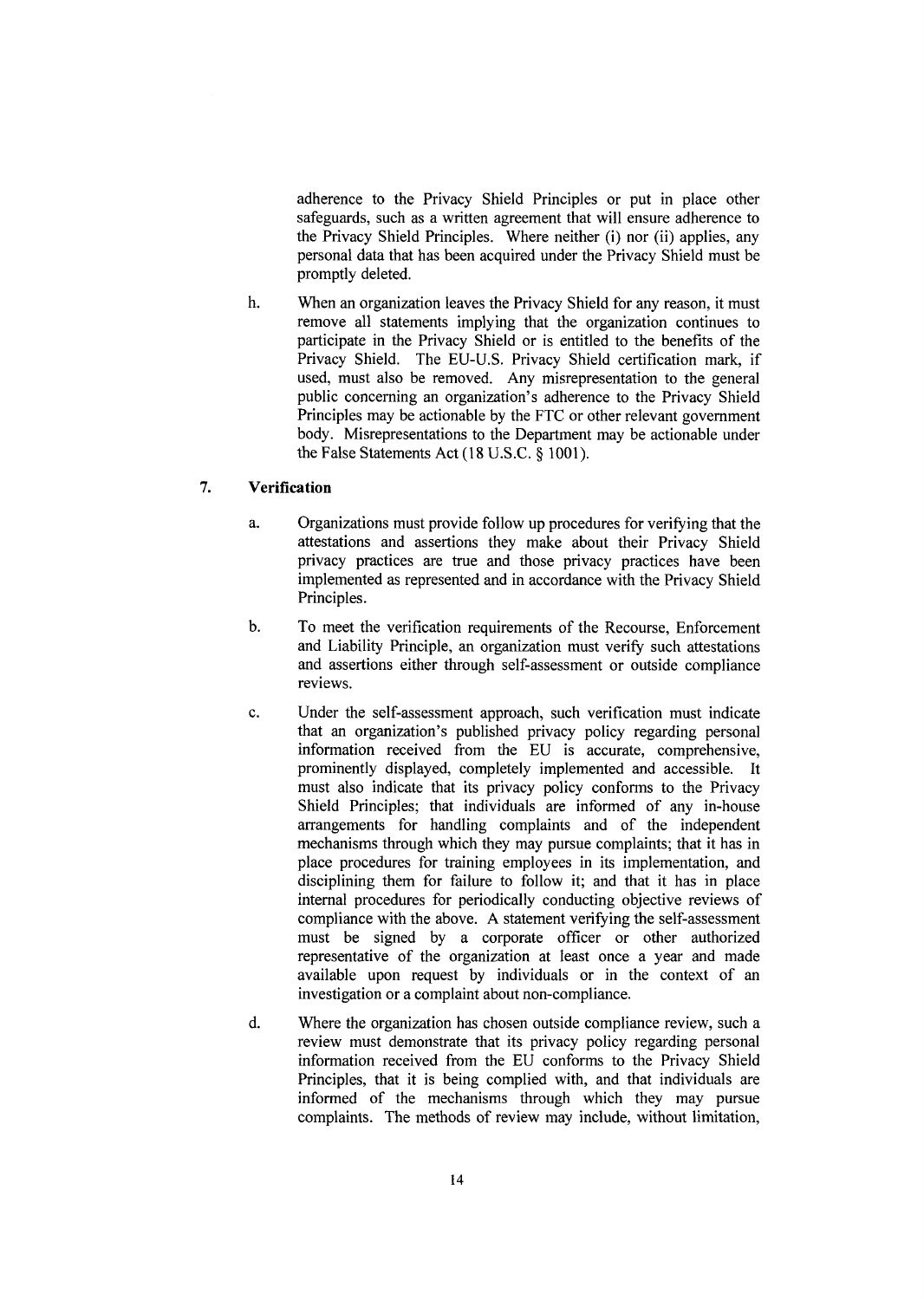adherence to the Privacy Shield Principles or put in place other safeguards, such as a written agreement that will ensure adherence to the Privacy Shield Principles. Where neither (i) nor (ii) applies, any personal data that has been acquired under the Privacy Shield must be promptly deleted.

h. When an organization leaves the Privacy Shield for any reason, it must remove all statements implying that the organization continues to participate in the Privacy Shield or is entitled to the benefits of the Privacy Shield. The EU-U.S. Privacy Shield certification mark, if used, must also be removed. Any misrepresentation to the general public concerning an organization's adherence to the Privacy Shield Principles may be actionable by the FTC or other relevant government body. Misrepresentations to the Department may be actionable under the False Statements Act (18 U.S.C. § 1001).

## 7. Verification

a. Organizations must provide follow up procedures for verifying that the attestations and assertions they make about their Privacy Shield privacy practices are true and those privacy practices have been implemented as represented and in accordance with the Privacy Shield Principles.

b. To meet the verification requirements of the Recourse, Enforcement and Liability Principle, an organization must verify such attestations and assertions either through self-assessment or outside compliance reviews.

c. Under the self-assessment approach, such verification must indicate that an organization's published privacy policy regarding personal information received from the EU is accurate, comprehensive, prominently displayed, completely implemented and accessible. It must also indicate that its privacy policy conforms to the Privacy Shield Principles; that individuals are informed of any in-house arrangements for handling complaints and of the independent mechanisms through which they may pursue complaints; that it has in place procedures for training employees in its implementation, and disciplining them for failure to follow it; and that it has in place internal procedures for periodically conducting objective reviews of compliance with the above. A statement verifying the self-assessment must be signed by a corporate officer or other authorized representative of the organization at least once a year and made available upon request by individuals or in the context of an investigation or a complaint about non-compliance.

d. Where the organization has chosen outside compliance review, such a review must demonstrate that its privacy policy regarding personal information received from the EU conforms to the Privacy Shield Principles, that it is being complied with, and that individuals are informed of the mechanisms through which they may pursue complaints. The methods of review may include, without limitation,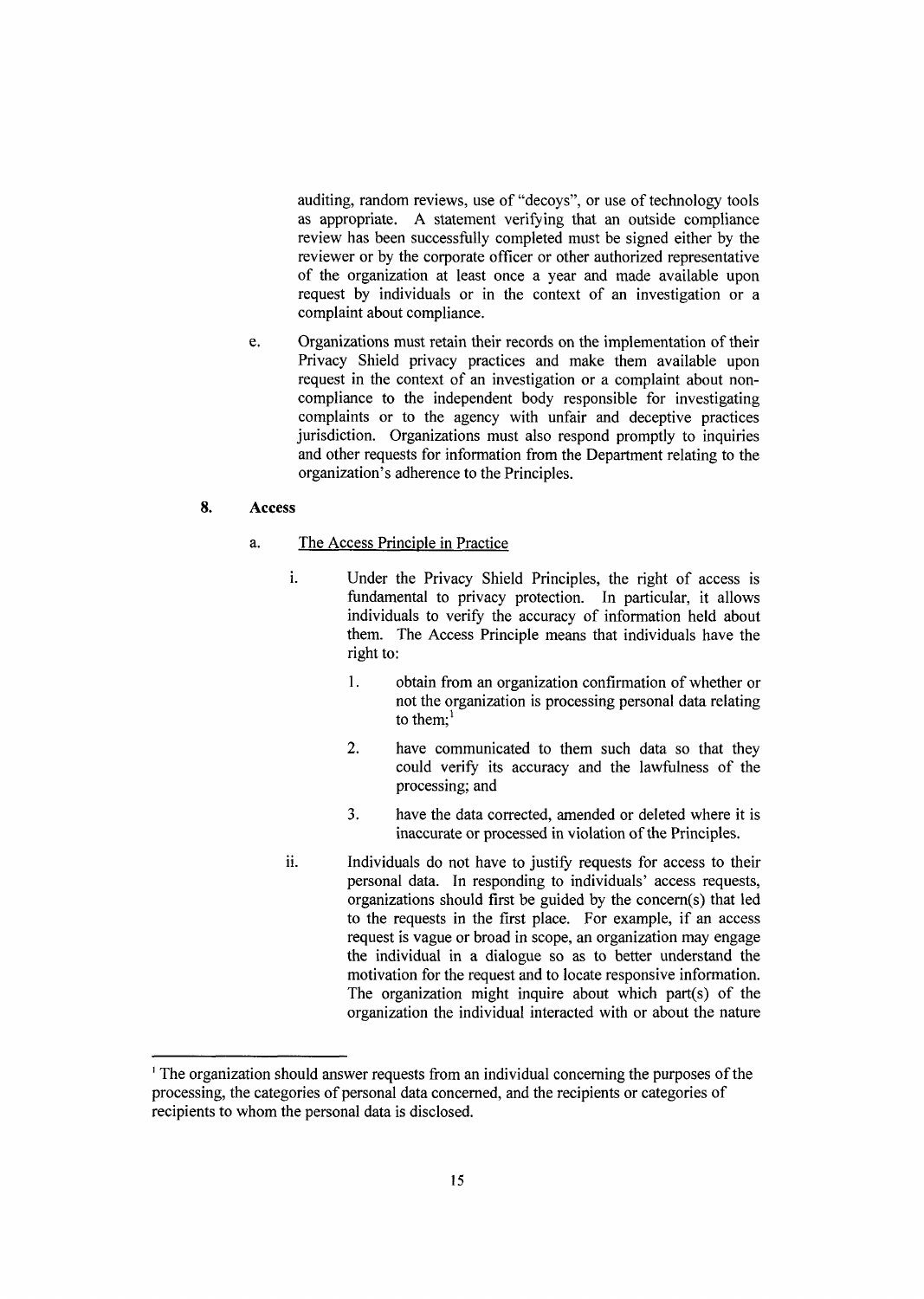auditing, random reviews, use of "decoys", or use of technology tools as appropriate. A statement verifying that an outside compliance review has been successfully completed must be signed either by the reviewer or by the corporate officer or other authorized representative of the organization at least once a year and made available upon request by individuals or in the context of an investigation or a complaint about compliance.

e. Organizations must retain their records on the implementation of their Privacy Shield privacy practices and make them available upon request in the context of an investigation or a complaint about non-compliance to the independent body responsible for investigating complaints or to the agency with unfair and deceptive practices jurisdiction. Organizations must also respond promptly to inquiries and other requests for information from the Department relating to the organization's adherence to the Principles.

## 8. Access

a. <u>The Access Principle in Practice</u>

i. Under the Privacy Shield Principles, the right of access is fundamental to privacy protection. In particular, it allows individuals to verify the accuracy of information held about them. The Access Principle means that individuals have the right to:

1. obtain from an organization confirmation of whether or not the organization is processing personal data relating to them;[1]

2. have communicated to them such data so that they could verify its accuracy and the lawfulness of the processing; and

3. have the data corrected, amended or deleted where it is inaccurate or processed in violation of the Principles.

ii. Individuals do not have to justify requests for access to their personal data. In responding to individuals' access requests, organizations should first be guided by the concern(s) that led to the requests in the first place. For example, if an access request is vague or broad in scope, an organization may engage the individual in a dialogue so as to better understand the motivation for the request and to locate responsive information. The organization might inquire about which part(s) of the organization the individual interacted with or about the nature

---

[1] The organization should answer requests from an individual concerning the purposes of the processing, the categories of personal data concerned, and the recipients or categories of recipients to whom the personal data is disclosed.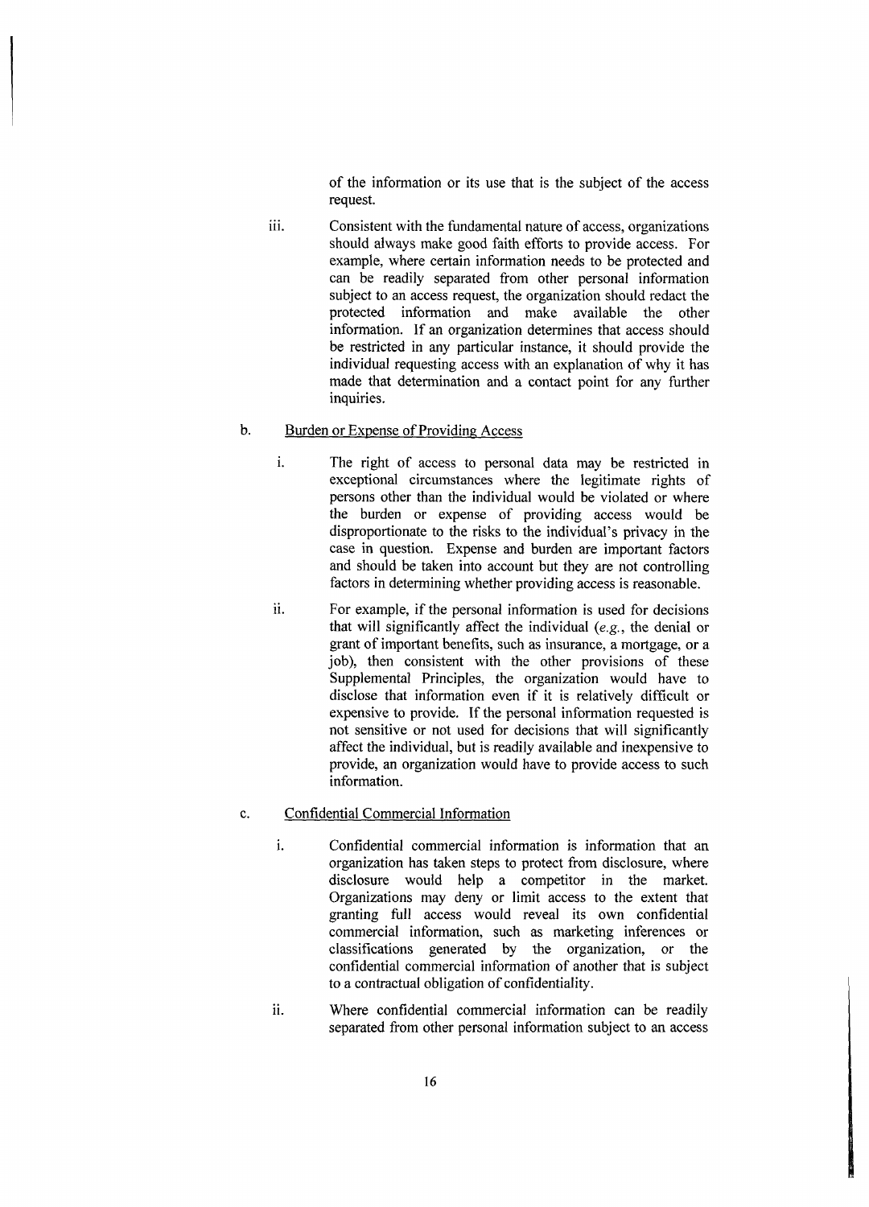of the information or its use that is the subject of the access request.

iii. Consistent with the fundamental nature of access, organizations should always make good faith efforts to provide access. For example, where certain information needs to be protected and can be readily separated from other personal information subject to an access request, the organization should redact the protected information and make available the other information. If an organization determines that access should be restricted in any particular instance, it should provide the individual requesting access with an explanation of why it has made that determination and a contact point for any further inquiries.

b. <u>Burden or Expense of Providing Access</u>

i. The right of access to personal data may be restricted in exceptional circumstances where the legitimate rights of persons other than the individual would be violated or where the burden or expense of providing access would be disproportionate to the risks to the individual's privacy in the case in question. Expense and burden are important factors and should be taken into account but they are not controlling factors in determining whether providing access is reasonable.

ii. For example, if the personal information is used for decisions that will significantly affect the individual (*e.g.*, the denial or grant of important benefits, such as insurance, a mortgage, or a job), then consistent with the other provisions of these Supplemental Principles, the organization would have to disclose that information even if it is relatively difficult or expensive to provide. If the personal information requested is not sensitive or not used for decisions that will significantly affect the individual, but is readily available and inexpensive to provide, an organization would have to provide access to such information.

c. <u>Confidential Commercial Information</u>

i. Confidential commercial information is information that an organization has taken steps to protect from disclosure, where disclosure would help a competitor in the market. Organizations may deny or limit access to the extent that granting full access would reveal its own confidential commercial information, such as marketing inferences or classifications generated by the organization, or the confidential commercial information of another that is subject to a contractual obligation of confidentiality.

ii. Where confidential commercial information can be readily separated from other personal information subject to an access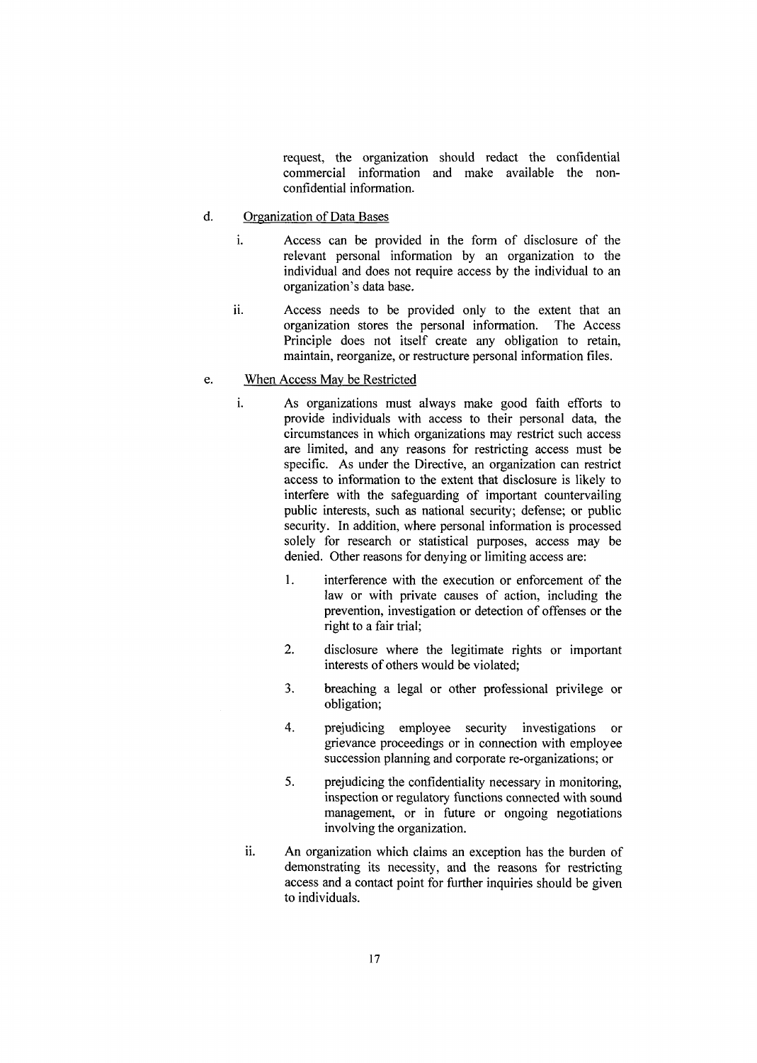request, the organization should redact the confidential commercial information and make available the non-confidential information.

d. <u>Organization of Data Bases</u>

   i. Access can be provided in the form of disclosure of the relevant personal information by an organization to the individual and does not require access by the individual to an organization's data base.

   ii. Access needs to be provided only to the extent that an organization stores the personal information. The Access Principle does not itself create any obligation to retain, maintain, reorganize, or restructure personal information files.

e. <u>When Access May be Restricted</u>

   i. As organizations must always make good faith efforts to provide individuals with access to their personal data, the circumstances in which organizations may restrict such access are limited, and any reasons for restricting access must be specific. As under the Directive, an organization can restrict access to information to the extent that disclosure is likely to interfere with the safeguarding of important countervailing public interests, such as national security; defense; or public security. In addition, where personal information is processed solely for research or statistical purposes, access may be denied. Other reasons for denying or limiting access are:

      1. interference with the execution or enforcement of the law or with private causes of action, including the prevention, investigation or detection of offenses or the right to a fair trial;

      2. disclosure where the legitimate rights or important interests of others would be violated;

      3. breaching a legal or other professional privilege or obligation;

      4. prejudicing employee security investigations or grievance proceedings or in connection with employee succession planning and corporate re-organizations; or

      5. prejudicing the confidentiality necessary in monitoring, inspection or regulatory functions connected with sound management, or in future or ongoing negotiations involving the organization.

   ii. An organization which claims an exception has the burden of demonstrating its necessity, and the reasons for restricting access and a contact point for further inquiries should be given to individuals.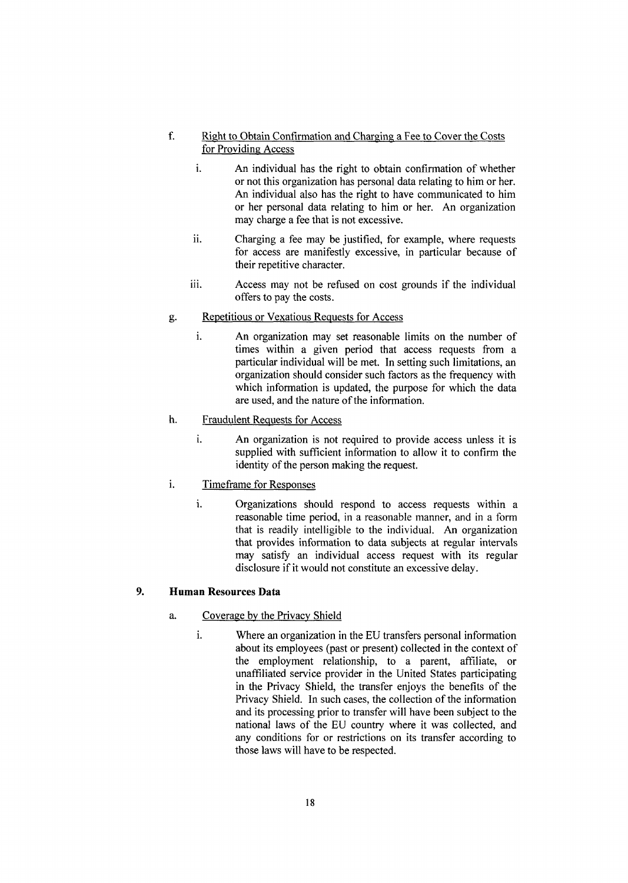f. Right to Obtain Confirmation and Charging a Fee to Cover the Costs for Providing Access

   i. An individual has the right to obtain confirmation of whether or not this organization has personal data relating to him or her. An individual also has the right to have communicated to him or her personal data relating to him or her. An organization may charge a fee that is not excessive.

   ii. Charging a fee may be justified, for example, where requests for access are manifestly excessive, in particular because of their repetitive character.

   iii. Access may not be refused on cost grounds if the individual offers to pay the costs.

g. Repetitious or Vexatious Requests for Access

   i. An organization may set reasonable limits on the number of times within a given period that access requests from a particular individual will be met. In setting such limitations, an organization should consider such factors as the frequency with which information is updated, the purpose for which the data are used, and the nature of the information.

h. Fraudulent Requests for Access

   i. An organization is not required to provide access unless it is supplied with sufficient information to allow it to confirm the identity of the person making the request.

i. Timeframe for Responses

   i. Organizations should respond to access requests within a reasonable time period, in a reasonable manner, and in a form that is readily intelligible to the individual. An organization that provides information to data subjects at regular intervals may satisfy an individual access request with its regular disclosure if it would not constitute an excessive delay.

## 9. Human Resources Data

a. Coverage by the Privacy Shield

   i. Where an organization in the EU transfers personal information about its employees (past or present) collected in the context of the employment relationship, to a parent, affiliate, or unaffiliated service provider in the United States participating in the Privacy Shield, the transfer enjoys the benefits of the Privacy Shield. In such cases, the collection of the information and its processing prior to transfer will have been subject to the national laws of the EU country where it was collected, and any conditions for or restrictions on its transfer according to those laws will have to be respected.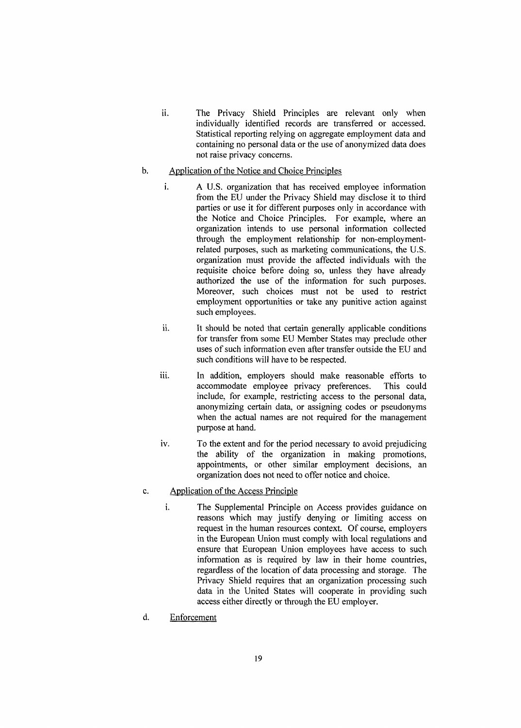ii. The Privacy Shield Principles are relevant only when individually identified records are transferred or accessed. Statistical reporting relying on aggregate employment data and containing no personal data or the use of anonymized data does not raise privacy concerns.

b. <u>Application of the Notice and Choice Principles</u>

i. A U.S. organization that has received employee information from the EU under the Privacy Shield may disclose it to third parties or use it for different purposes only in accordance with the Notice and Choice Principles. For example, where an organization intends to use personal information collected through the employment relationship for non-employment-related purposes, such as marketing communications, the U.S. organization must provide the affected individuals with the requisite choice before doing so, unless they have already authorized the use of the information for such purposes. Moreover, such choices must not be used to restrict employment opportunities or take any punitive action against such employees.

ii. It should be noted that certain generally applicable conditions for transfer from some EU Member States may preclude other uses of such information even after transfer outside the EU and such conditions will have to be respected.

iii. In addition, employers should make reasonable efforts to accommodate employee privacy preferences. This could include, for example, restricting access to the personal data, anonymizing certain data, or assigning codes or pseudonyms when the actual names are not required for the management purpose at hand.

iv. To the extent and for the period necessary to avoid prejudicing the ability of the organization in making promotions, appointments, or other similar employment decisions, an organization does not need to offer notice and choice.

c. <u>Application of the Access Principle</u>

i. The Supplemental Principle on Access provides guidance on reasons which may justify denying or limiting access on request in the human resources context. Of course, employers in the European Union must comply with local regulations and ensure that European Union employees have access to such information as is required by law in their home countries, regardless of the location of data processing and storage. The Privacy Shield requires that an organization processing such data in the United States will cooperate in providing such access either directly or through the EU employer.

d. <u>Enforcement</u>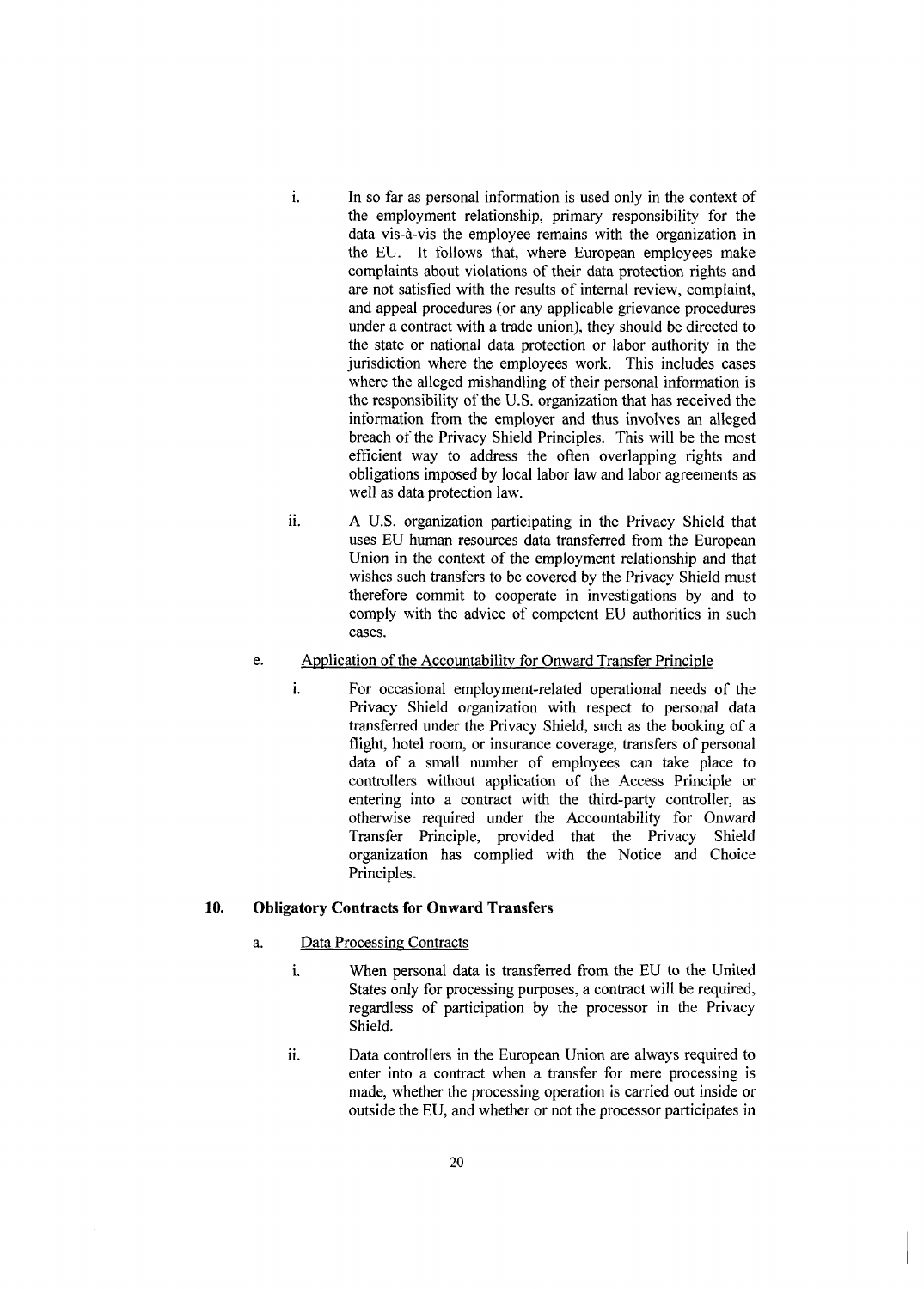i. In so far as personal information is used only in the context of the employment relationship, primary responsibility for the data vis-à-vis the employee remains with the organization in the EU. It follows that, where European employees make complaints about violations of their data protection rights and are not satisfied with the results of internal review, complaint, and appeal procedures (or any applicable grievance procedures under a contract with a trade union), they should be directed to the state or national data protection or labor authority in the jurisdiction where the employees work. This includes cases where the alleged mishandling of their personal information is the responsibility of the U.S. organization that has received the information from the employer and thus involves an alleged breach of the Privacy Shield Principles. This will be the most efficient way to address the often overlapping rights and obligations imposed by local labor law and labor agreements as well as data protection law.

ii. A U.S. organization participating in the Privacy Shield that uses EU human resources data transferred from the European Union in the context of the employment relationship and that wishes such transfers to be covered by the Privacy Shield must therefore commit to cooperate in investigations by and to comply with the advice of competent EU authorities in such cases.

e. Application of the Accountability for Onward Transfer Principle

i. For occasional employment-related operational needs of the Privacy Shield organization with respect to personal data transferred under the Privacy Shield, such as the booking of a flight, hotel room, or insurance coverage, transfers of personal data of a small number of employees can take place to controllers without application of the Access Principle or entering into a contract with the third-party controller, as otherwise required under the Accountability for Onward Transfer Principle, provided that the Privacy Shield organization has complied with the Notice and Choice Principles.

## 10. Obligatory Contracts for Onward Transfers

a. Data Processing Contracts

i. When personal data is transferred from the EU to the United States only for processing purposes, a contract will be required, regardless of participation by the processor in the Privacy Shield.

ii. Data controllers in the European Union are always required to enter into a contract when a transfer for mere processing is made, whether the processing operation is carried out inside or outside the EU, and whether or not the processor participates in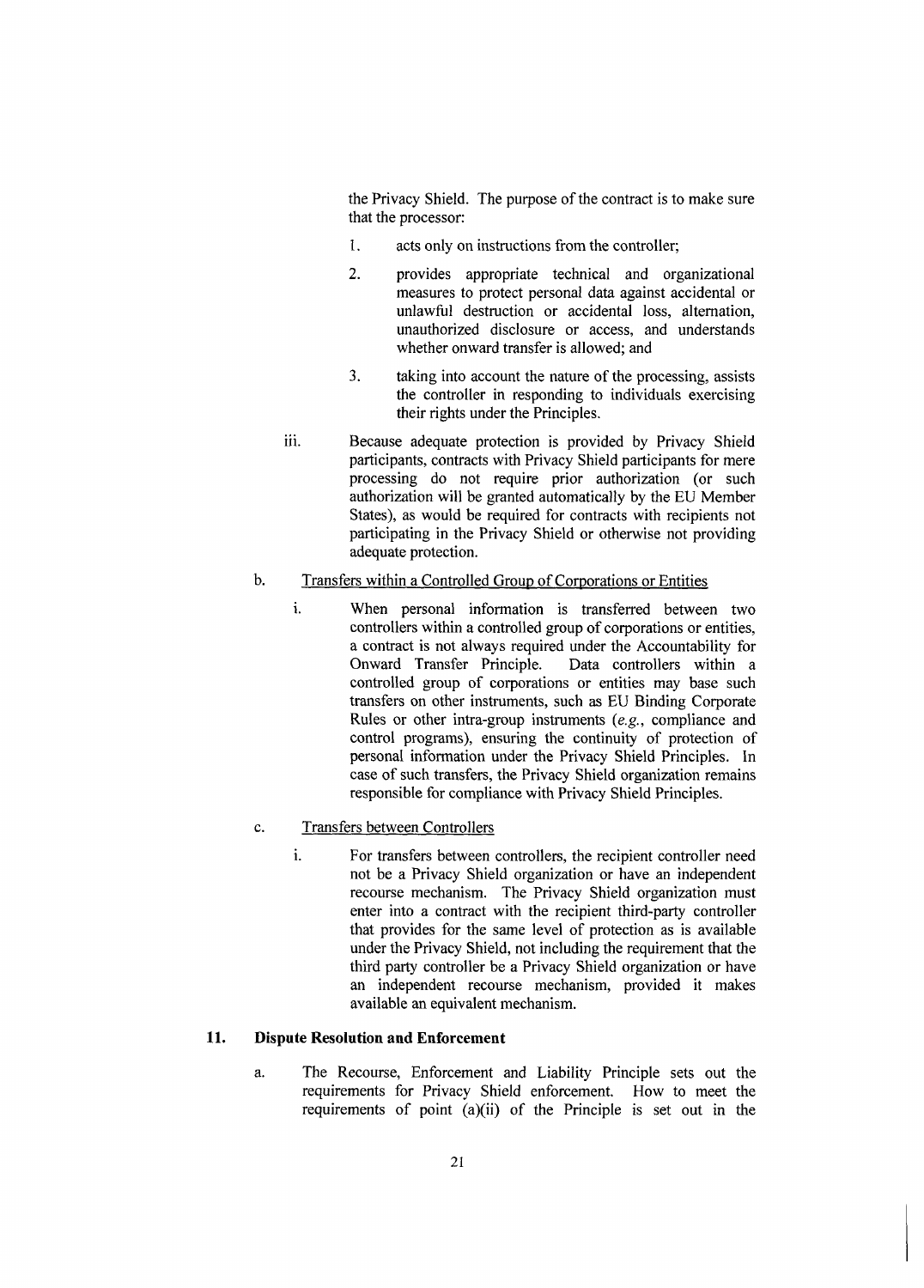the Privacy Shield. The purpose of the contract is to make sure that the processor:

1. acts only on instructions from the controller;
2. provides appropriate technical and organizational measures to protect personal data against accidental or unlawful destruction or accidental loss, alternation, unauthorized disclosure or access, and understands whether onward transfer is allowed; and
3. taking into account the nature of the processing, assists the controller in responding to individuals exercising their rights under the Principles.

iii. Because adequate protection is provided by Privacy Shield participants, contracts with Privacy Shield participants for mere processing do not require prior authorization (or such authorization will be granted automatically by the EU Member States), as would be required for contracts with recipients not participating in the Privacy Shield or otherwise not providing adequate protection.

b. Transfers within a Controlled Group of Corporations or Entities

i. When personal information is transferred between two controllers within a controlled group of corporations or entities, a contract is not always required under the Accountability for Onward Transfer Principle. Data controllers within a controlled group of corporations or entities may base such transfers on other instruments, such as EU Binding Corporate Rules or other intra-group instruments (*e.g.*, compliance and control programs), ensuring the continuity of protection of personal information under the Privacy Shield Principles. In case of such transfers, the Privacy Shield organization remains responsible for compliance with Privacy Shield Principles.

c. Transfers between Controllers

i. For transfers between controllers, the recipient controller need not be a Privacy Shield organization or have an independent recourse mechanism. The Privacy Shield organization must enter into a contract with the recipient third-party controller that provides for the same level of protection as is available under the Privacy Shield, not including the requirement that the third party controller be a Privacy Shield organization or have an independent recourse mechanism, provided it makes available an equivalent mechanism.

## 11. Dispute Resolution and Enforcement

a. The Recourse, Enforcement and Liability Principle sets out the requirements for Privacy Shield enforcement. How to meet the requirements of point (a)(ii) of the Principle is set out in the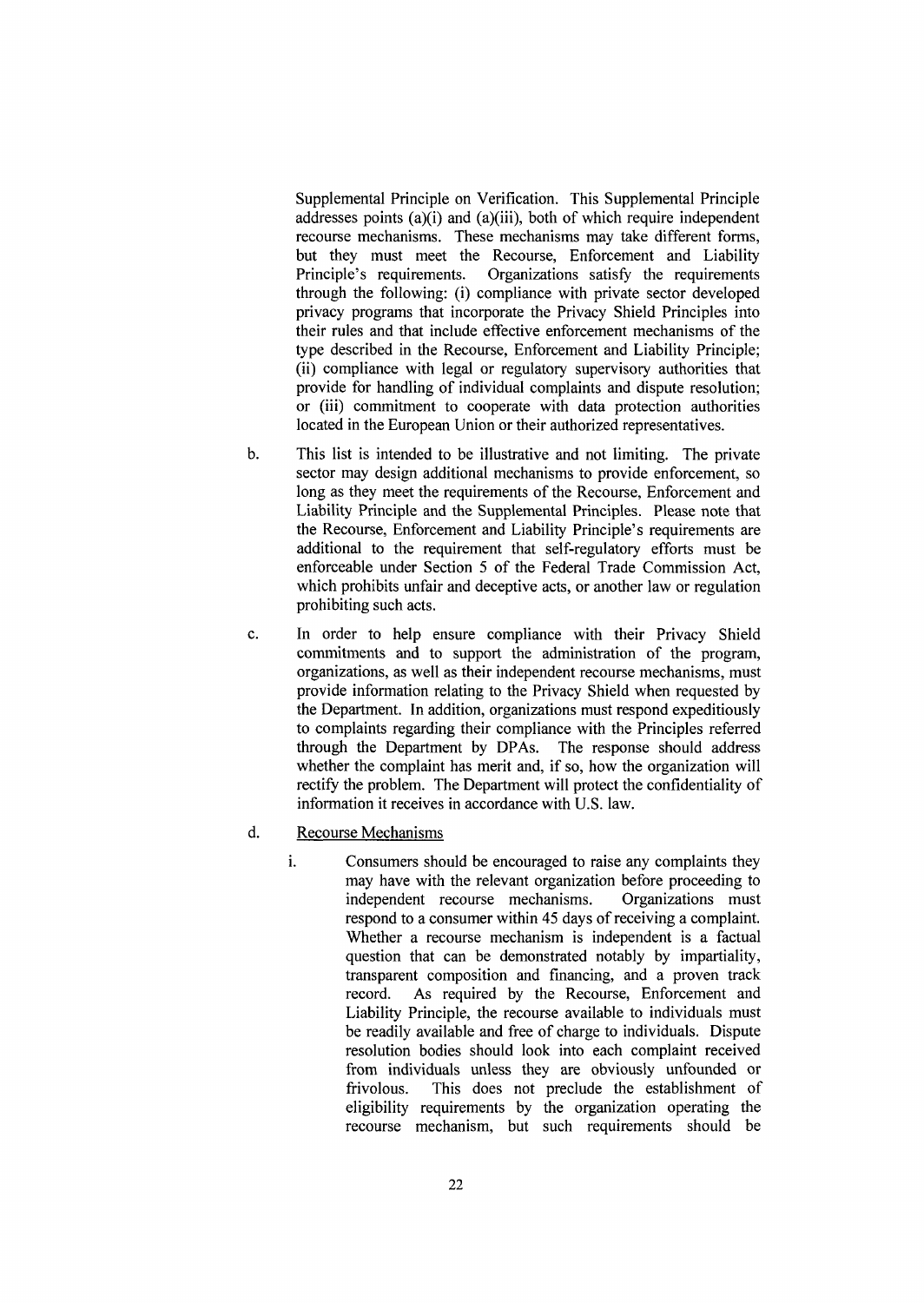Supplemental Principle on Verification. This Supplemental Principle addresses points (a)(i) and (a)(iii), both of which require independent recourse mechanisms. These mechanisms may take different forms, but they must meet the Recourse, Enforcement and Liability Principle's requirements. Organizations satisfy the requirements through the following: (i) compliance with private sector developed privacy programs that incorporate the Privacy Shield Principles into their rules and that include effective enforcement mechanisms of the type described in the Recourse, Enforcement and Liability Principle; (ii) compliance with legal or regulatory supervisory authorities that provide for handling of individual complaints and dispute resolution; or (iii) commitment to cooperate with data protection authorities located in the European Union or their authorized representatives.

b. This list is intended to be illustrative and not limiting. The private sector may design additional mechanisms to provide enforcement, so long as they meet the requirements of the Recourse, Enforcement and Liability Principle and the Supplemental Principles. Please note that the Recourse, Enforcement and Liability Principle's requirements are additional to the requirement that self-regulatory efforts must be enforceable under Section 5 of the Federal Trade Commission Act, which prohibits unfair and deceptive acts, or another law or regulation prohibiting such acts.

c. In order to help ensure compliance with their Privacy Shield commitments and to support the administration of the program, organizations, as well as their independent recourse mechanisms, must provide information relating to the Privacy Shield when requested by the Department. In addition, organizations must respond expeditiously to complaints regarding their compliance with the Principles referred through the Department by DPAs. The response should address whether the complaint has merit and, if so, how the organization will rectify the problem. The Department will protect the confidentiality of information it receives in accordance with U.S. law.

d. <u>Recourse Mechanisms</u>

   i. Consumers should be encouraged to raise any complaints they may have with the relevant organization before proceeding to independent recourse mechanisms. Organizations must respond to a consumer within 45 days of receiving a complaint. Whether a recourse mechanism is independent is a factual question that can be demonstrated notably by impartiality, transparent composition and financing, and a proven track record. As required by the Recourse, Enforcement and Liability Principle, the recourse available to individuals must be readily available and free of charge to individuals. Dispute resolution bodies should look into each complaint received from individuals unless they are obviously unfounded or frivolous. This does not preclude the establishment of eligibility requirements by the organization operating the recourse mechanism, but such requirements should be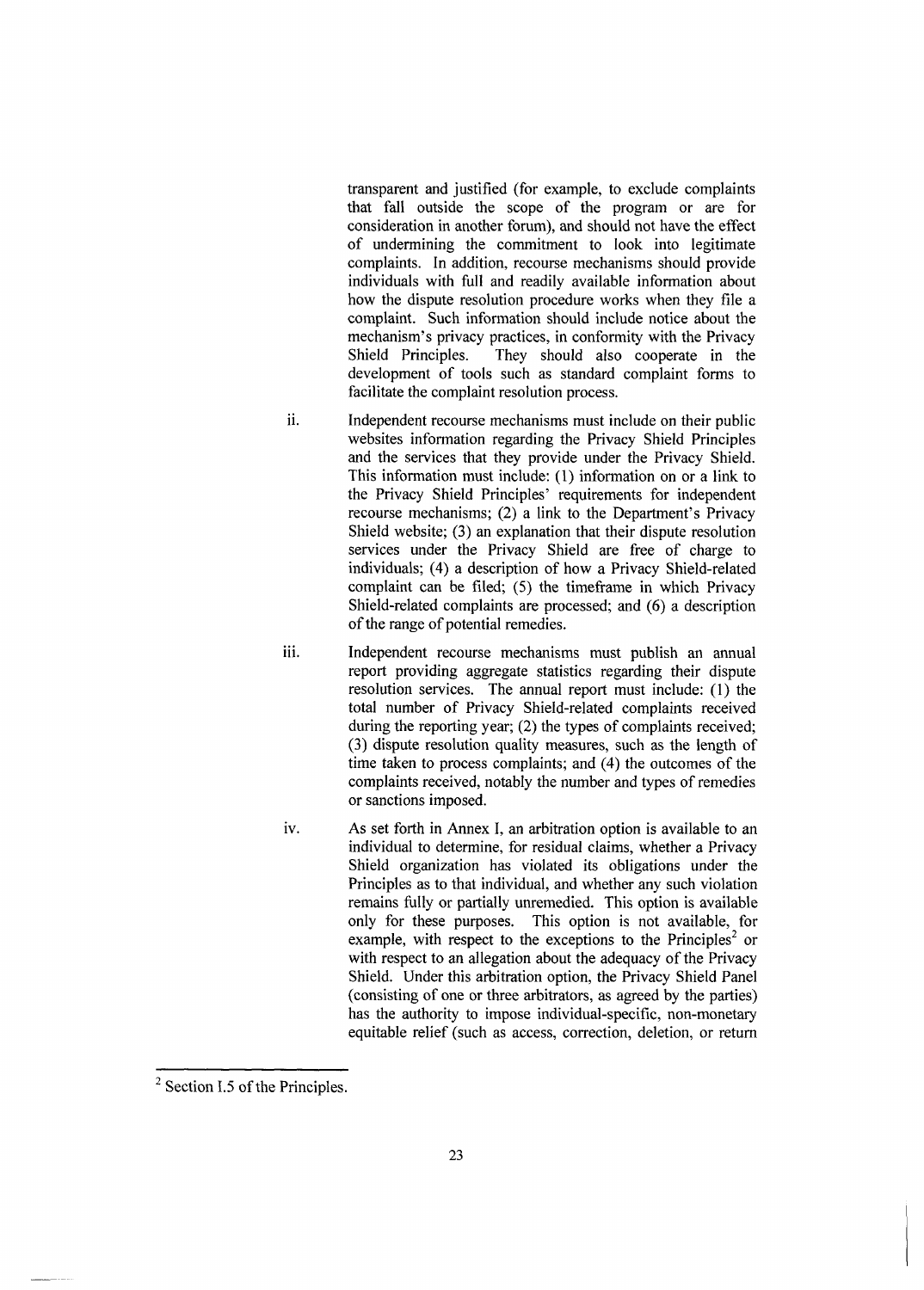transparent and justified (for example, to exclude complaints that fall outside the scope of the program or are for consideration in another forum), and should not have the effect of undermining the commitment to look into legitimate complaints. In addition, recourse mechanisms should provide individuals with full and readily available information about how the dispute resolution procedure works when they file a complaint. Such information should include notice about the mechanism's privacy practices, in conformity with the Privacy Shield Principles. They should also cooperate in the development of tools such as standard complaint forms to facilitate the complaint resolution process.

ii. Independent recourse mechanisms must include on their public websites information regarding the Privacy Shield Principles and the services that they provide under the Privacy Shield. This information must include: (1) information on or a link to the Privacy Shield Principles' requirements for independent recourse mechanisms; (2) a link to the Department's Privacy Shield website; (3) an explanation that their dispute resolution services under the Privacy Shield are free of charge to individuals; (4) a description of how a Privacy Shield-related complaint can be filed; (5) the timeframe in which Privacy Shield-related complaints are processed; and (6) a description of the range of potential remedies.

iii. Independent recourse mechanisms must publish an annual report providing aggregate statistics regarding their dispute resolution services. The annual report must include: (1) the total number of Privacy Shield-related complaints received during the reporting year; (2) the types of complaints received; (3) dispute resolution quality measures, such as the length of time taken to process complaints; and (4) the outcomes of the complaints received, notably the number and types of remedies or sanctions imposed.

iv. As set forth in Annex I, an arbitration option is available to an individual to determine, for residual claims, whether a Privacy Shield organization has violated its obligations under the Principles as to that individual, and whether any such violation remains fully or partially unremedied. This option is available only for these purposes. This option is not available, for example, with respect to the exceptions to the Principles[2] or with respect to an allegation about the adequacy of the Privacy Shield. Under this arbitration option, the Privacy Shield Panel (consisting of one or three arbitrators, as agreed by the parties) has the authority to impose individual-specific, non-monetary equitable relief (such as access, correction, deletion, or return

[2] Section I.5 of the Principles.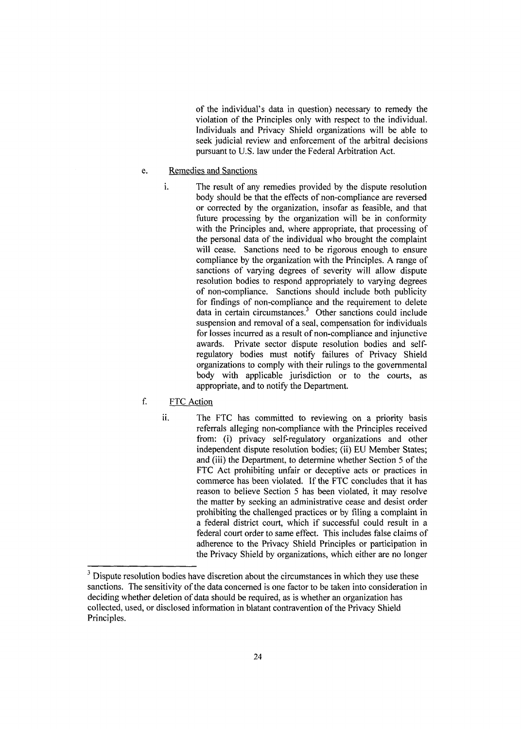of the individual's data in question) necessary to remedy the violation of the Principles only with respect to the individual. Individuals and Privacy Shield organizations will be able to seek judicial review and enforcement of the arbitral decisions pursuant to U.S. law under the Federal Arbitration Act.

e. Remedies and Sanctions

i. The result of any remedies provided by the dispute resolution body should be that the effects of non-compliance are reversed or corrected by the organization, insofar as feasible, and that future processing by the organization will be in conformity with the Principles and, where appropriate, that processing of the personal data of the individual who brought the complaint will cease. Sanctions need to be rigorous enough to ensure compliance by the organization with the Principles. A range of sanctions of varying degrees of severity will allow dispute resolution bodies to respond appropriately to varying degrees of non-compliance. Sanctions should include both publicity for findings of non-compliance and the requirement to delete data in certain circumstances.[3] Other sanctions could include suspension and removal of a seal, compensation for individuals for losses incurred as a result of non-compliance and injunctive awards. Private sector dispute resolution bodies and self-regulatory bodies must notify failures of Privacy Shield organizations to comply with their rulings to the governmental body with applicable jurisdiction or to the courts, as appropriate, and to notify the Department.

f. FTC Action

ii. The FTC has committed to reviewing on a priority basis referrals alleging non-compliance with the Principles received from: (i) privacy self-regulatory organizations and other independent dispute resolution bodies; (ii) EU Member States; and (iii) the Department, to determine whether Section 5 of the FTC Act prohibiting unfair or deceptive acts or practices in commerce has been violated. If the FTC concludes that it has reason to believe Section 5 has been violated, it may resolve the matter by seeking an administrative cease and desist order prohibiting the challenged practices or by filing a complaint in a federal district court, which if successful could result in a federal court order to same effect. This includes false claims of adherence to the Privacy Shield Principles or participation in the Privacy Shield by organizations, which either are no longer

---

[3] Dispute resolution bodies have discretion about the circumstances in which they use these sanctions. The sensitivity of the data concerned is one factor to be taken into consideration in deciding whether deletion of data should be required, as is whether an organization has collected, used, or disclosed information in blatant contravention of the Privacy Shield Principles.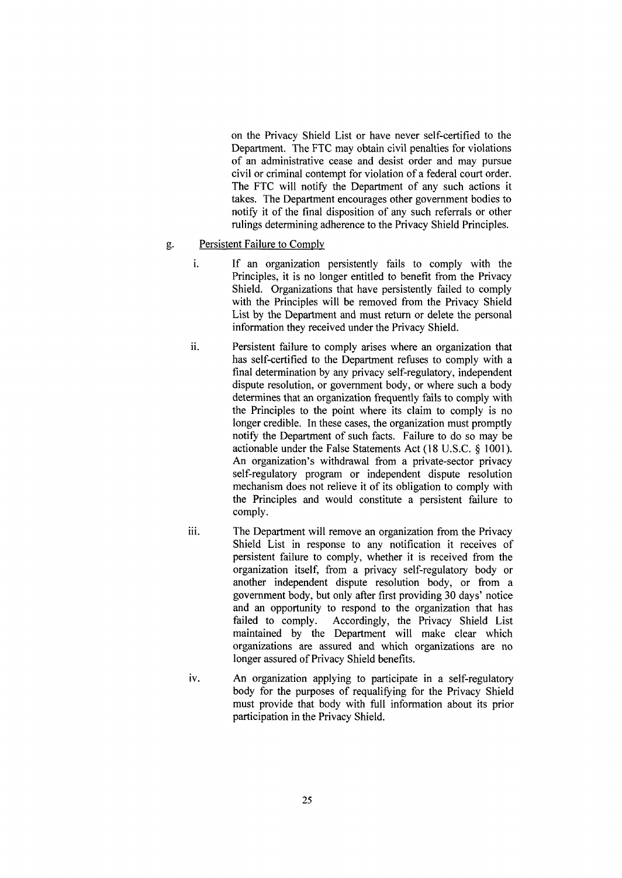on the Privacy Shield List or have never self-certified to the Department. The FTC may obtain civil penalties for violations of an administrative cease and desist order and may pursue civil or criminal contempt for violation of a federal court order. The FTC will notify the Department of any such actions it takes. The Department encourages other government bodies to notify it of the final disposition of any such referrals or other rulings determining adherence to the Privacy Shield Principles.

g. Persistent Failure to Comply

i. If an organization persistently fails to comply with the Principles, it is no longer entitled to benefit from the Privacy Shield. Organizations that have persistently failed to comply with the Principles will be removed from the Privacy Shield List by the Department and must return or delete the personal information they received under the Privacy Shield.

ii. Persistent failure to comply arises where an organization that has self-certified to the Department refuses to comply with a final determination by any privacy self-regulatory, independent dispute resolution, or government body, or where such a body determines that an organization frequently fails to comply with the Principles to the point where its claim to comply is no longer credible. In these cases, the organization must promptly notify the Department of such facts. Failure to do so may be actionable under the False Statements Act (18 U.S.C. § 1001). An organization's withdrawal from a private-sector privacy self-regulatory program or independent dispute resolution mechanism does not relieve it of its obligation to comply with the Principles and would constitute a persistent failure to comply.

iii. The Department will remove an organization from the Privacy Shield List in response to any notification it receives of persistent failure to comply, whether it is received from the organization itself, from a privacy self-regulatory body or another independent dispute resolution body, or from a government body, but only after first providing 30 days' notice and an opportunity to respond to the organization that has failed to comply. Accordingly, the Privacy Shield List maintained by the Department will make clear which organizations are assured and which organizations are no longer assured of Privacy Shield benefits.

iv. An organization applying to participate in a self-regulatory body for the purposes of requalifying for the Privacy Shield must provide that body with full information about its prior participation in the Privacy Shield.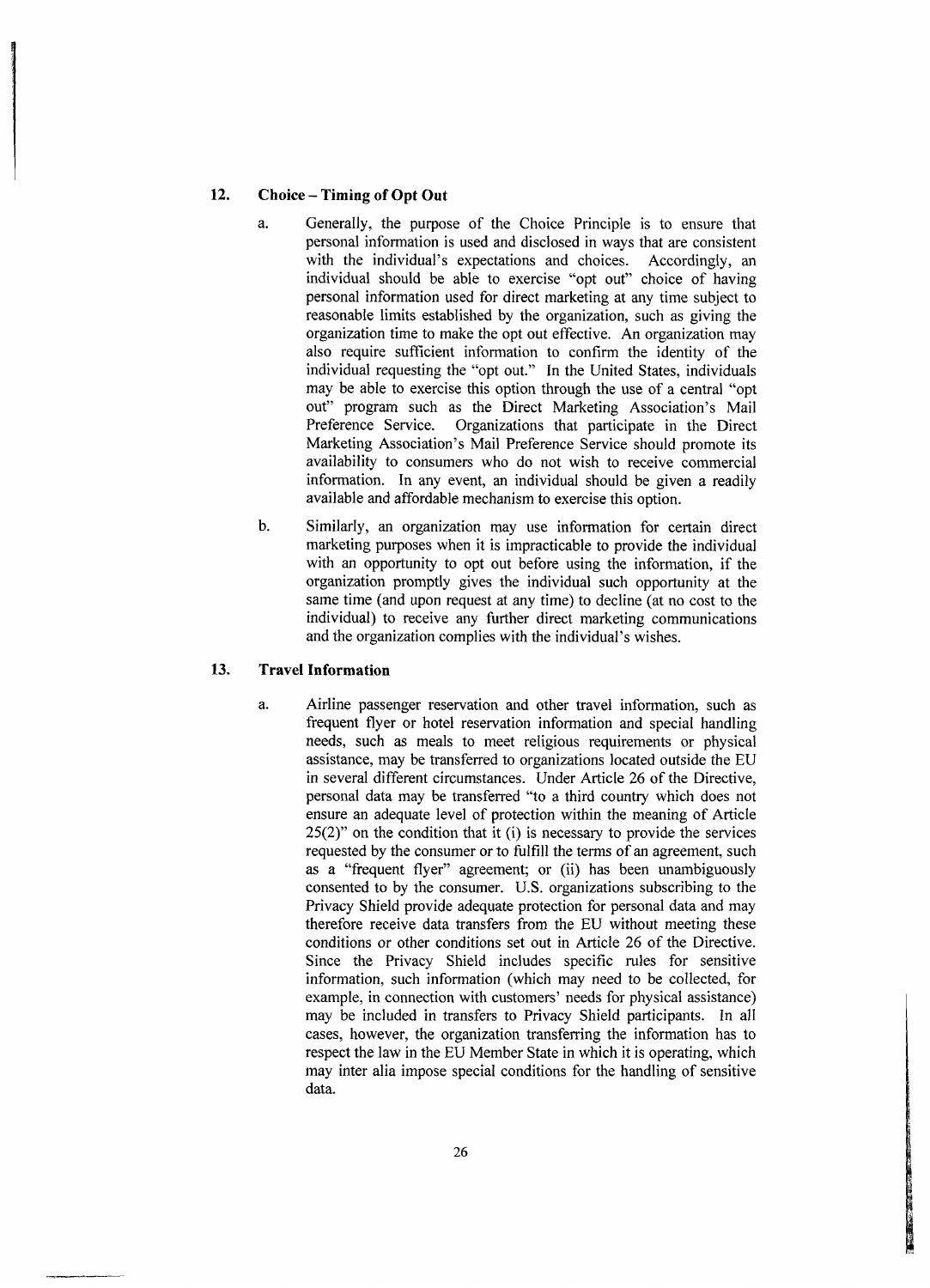## 12. Choice – Timing of Opt Out

a. Generally, the purpose of the Choice Principle is to ensure that personal information is used and disclosed in ways that are consistent with the individual's expectations and choices. Accordingly, an individual should be able to exercise "opt out" choice of having personal information used for direct marketing at any time subject to reasonable limits established by the organization, such as giving the organization time to make the opt out effective. An organization may also require sufficient information to confirm the identity of the individual requesting the "opt out." In the United States, individuals may be able to exercise this option through the use of a central "opt out" program such as the Direct Marketing Association's Mail Preference Service. Organizations that participate in the Direct Marketing Association's Mail Preference Service should promote its availability to consumers who do not wish to receive commercial information. In any event, an individual should be given a readily available and affordable mechanism to exercise this option.

b. Similarly, an organization may use information for certain direct marketing purposes when it is impracticable to provide the individual with an opportunity to opt out before using the information, if the organization promptly gives the individual such opportunity at the same time (and upon request at any time) to decline (at no cost to the individual) to receive any further direct marketing communications and the organization complies with the individual's wishes.

## 13. Travel Information

a. Airline passenger reservation and other travel information, such as frequent flyer or hotel reservation information and special handling needs, such as meals to meet religious requirements or physical assistance, may be transferred to organizations located outside the EU in several different circumstances. Under Article 26 of the Directive, personal data may be transferred "to a third country which does not ensure an adequate level of protection within the meaning of Article 25(2)" on the condition that it (i) is necessary to provide the services requested by the consumer or to fulfill the terms of an agreement, such as a "frequent flyer" agreement; or (ii) has been unambiguously consented to by the consumer. U.S. organizations subscribing to the Privacy Shield provide adequate protection for personal data and may therefore receive data transfers from the EU without meeting these conditions or other conditions set out in Article 26 of the Directive. Since the Privacy Shield includes specific rules for sensitive information, such information (which may need to be collected, for example, in connection with customers' needs for physical assistance) may be included in transfers to Privacy Shield participants. In all cases, however, the organization transferring the information has to respect the law in the EU Member State in which it is operating, which may inter alia impose special conditions for the handling of sensitive data.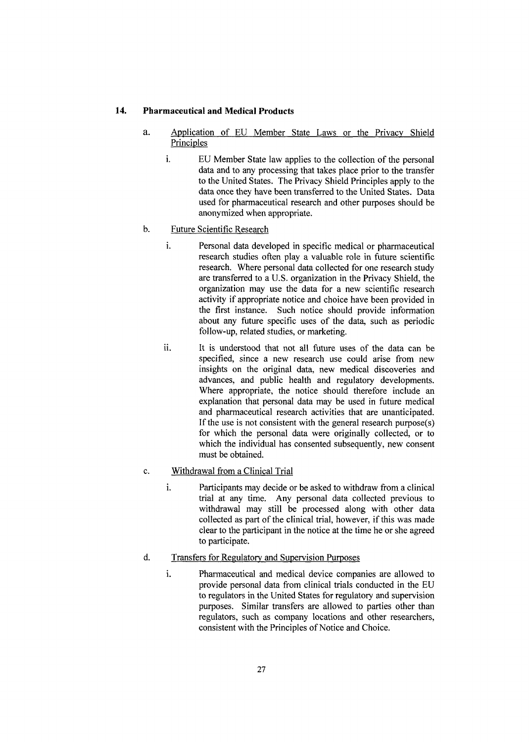## 14. Pharmaceutical and Medical Products

a. Application of EU Member State Laws or the Privacy Shield Principles

i. EU Member State law applies to the collection of the personal data and to any processing that takes place prior to the transfer to the United States. The Privacy Shield Principles apply to the data once they have been transferred to the United States. Data used for pharmaceutical research and other purposes should be anonymized when appropriate.

b. Future Scientific Research

i. Personal data developed in specific medical or pharmaceutical research studies often play a valuable role in future scientific research. Where personal data collected for one research study are transferred to a U.S. organization in the Privacy Shield, the organization may use the data for a new scientific research activity if appropriate notice and choice have been provided in the first instance. Such notice should provide information about any future specific uses of the data, such as periodic follow-up, related studies, or marketing.

ii. It is understood that not all future uses of the data can be specified, since a new research use could arise from new insights on the original data, new medical discoveries and advances, and public health and regulatory developments. Where appropriate, the notice should therefore include an explanation that personal data may be used in future medical and pharmaceutical research activities that are unanticipated. If the use is not consistent with the general research purpose(s) for which the personal data were originally collected, or to which the individual has consented subsequently, new consent must be obtained.

c. Withdrawal from a Clinical Trial

i. Participants may decide or be asked to withdraw from a clinical trial at any time. Any personal data collected previous to withdrawal may still be processed along with other data collected as part of the clinical trial, however, if this was made clear to the participant in the notice at the time he or she agreed to participate.

d. Transfers for Regulatory and Supervision Purposes

i. Pharmaceutical and medical device companies are allowed to provide personal data from clinical trials conducted in the EU to regulators in the United States for regulatory and supervision purposes. Similar transfers are allowed to parties other than regulators, such as company locations and other researchers, consistent with the Principles of Notice and Choice.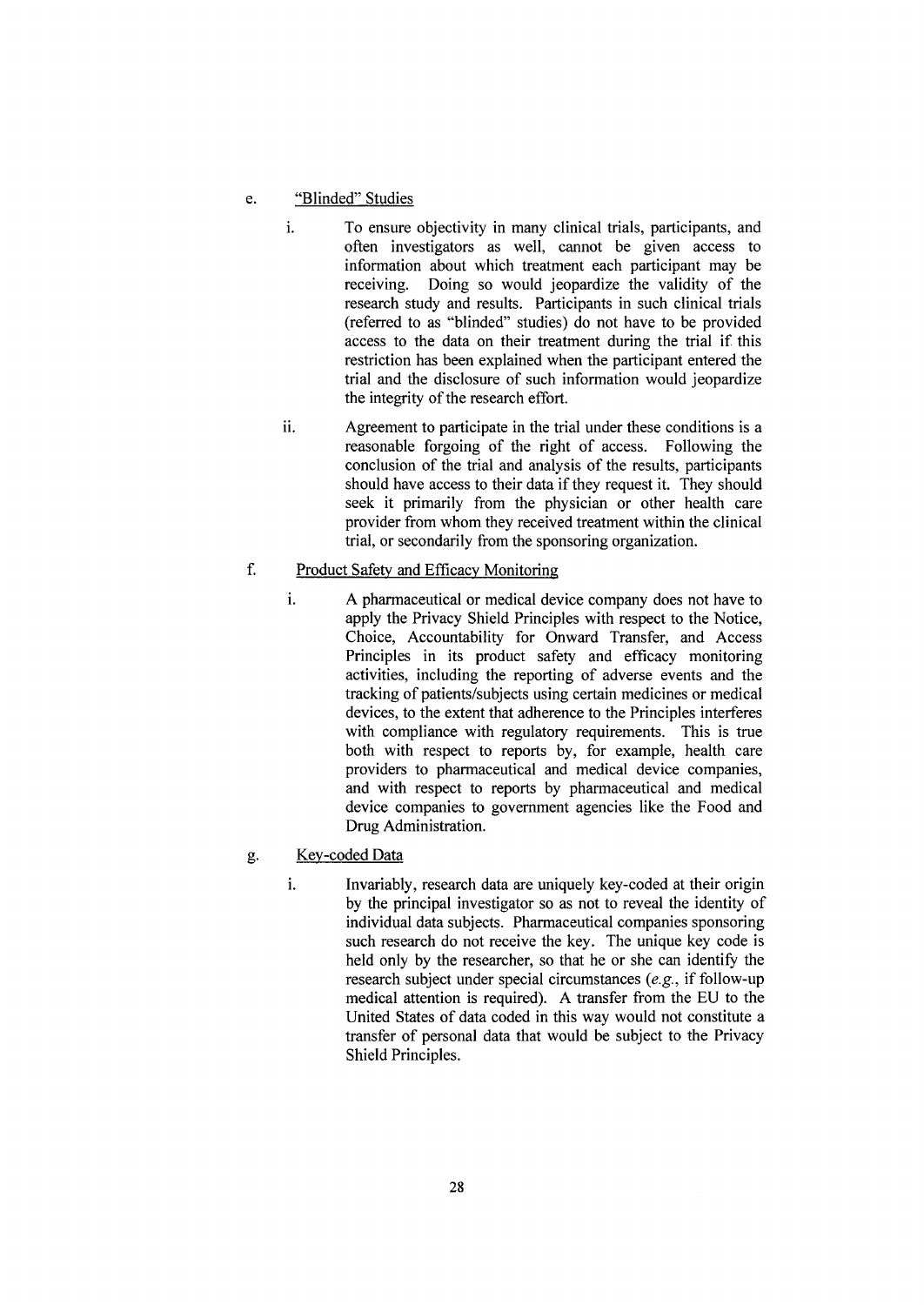e. <u>"Blinded" Studies</u>

i. To ensure objectivity in many clinical trials, participants, and often investigators as well, cannot be given access to information about which treatment each participant may be receiving. Doing so would jeopardize the validity of the research study and results. Participants in such clinical trials (referred to as "blinded" studies) do not have to be provided access to the data on their treatment during the trial if this restriction has been explained when the participant entered the trial and the disclosure of such information would jeopardize the integrity of the research effort.

ii. Agreement to participate in the trial under these conditions is a reasonable forgoing of the right of access. Following the conclusion of the trial and analysis of the results, participants should have access to their data if they request it. They should seek it primarily from the physician or other health care provider from whom they received treatment within the clinical trial, or secondarily from the sponsoring organization.

f. <u>Product Safety and Efficacy Monitoring</u>

i. A pharmaceutical or medical device company does not have to apply the Privacy Shield Principles with respect to the Notice, Choice, Accountability for Onward Transfer, and Access Principles in its product safety and efficacy monitoring activities, including the reporting of adverse events and the tracking of patients/subjects using certain medicines or medical devices, to the extent that adherence to the Principles interferes with compliance with regulatory requirements. This is true both with respect to reports by, for example, health care providers to pharmaceutical and medical device companies, and with respect to reports by pharmaceutical and medical device companies to government agencies like the Food and Drug Administration.

g. <u>Key-coded Data</u>

i. Invariably, research data are uniquely key-coded at their origin by the principal investigator so as not to reveal the identity of individual data subjects. Pharmaceutical companies sponsoring such research do not receive the key. The unique key code is held only by the researcher, so that he or she can identify the research subject under special circumstances (*e.g.*, if follow-up medical attention is required). A transfer from the EU to the United States of data coded in this way would not constitute a transfer of personal data that would be subject to the Privacy Shield Principles.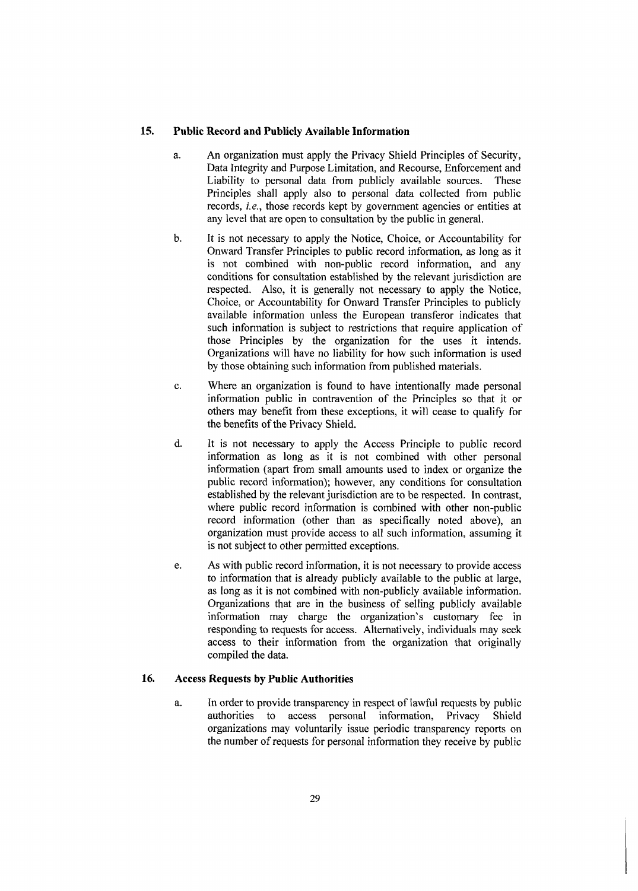## 15. Public Record and Publicly Available Information

a. An organization must apply the Privacy Shield Principles of Security, Data Integrity and Purpose Limitation, and Recourse, Enforcement and Liability to personal data from publicly available sources. These Principles shall apply also to personal data collected from public records, *i.e.*, those records kept by government agencies or entities at any level that are open to consultation by the public in general.

b. It is not necessary to apply the Notice, Choice, or Accountability for Onward Transfer Principles to public record information, as long as it is not combined with non-public record information, and any conditions for consultation established by the relevant jurisdiction are respected. Also, it is generally not necessary to apply the Notice, Choice, or Accountability for Onward Transfer Principles to publicly available information unless the European transferor indicates that such information is subject to restrictions that require application of those Principles by the organization for the uses it intends. Organizations will have no liability for how such information is used by those obtaining such information from published materials.

c. Where an organization is found to have intentionally made personal information public in contravention of the Principles so that it or others may benefit from these exceptions, it will cease to qualify for the benefits of the Privacy Shield.

d. It is not necessary to apply the Access Principle to public record information as long as it is not combined with other personal information (apart from small amounts used to index or organize the public record information); however, any conditions for consultation established by the relevant jurisdiction are to be respected. In contrast, where public record information is combined with other non-public record information (other than as specifically noted above), an organization must provide access to all such information, assuming it is not subject to other permitted exceptions.

e. As with public record information, it is not necessary to provide access to information that is already publicly available to the public at large, as long as it is not combined with non-publicly available information. Organizations that are in the business of selling publicly available information may charge the organization's customary fee in responding to requests for access. Alternatively, individuals may seek access to their information from the organization that originally compiled the data.

## 16. Access Requests by Public Authorities

a. In order to provide transparency in respect of lawful requests by public authorities to access personal information, Privacy Shield organizations may voluntarily issue periodic transparency reports on the number of requests for personal information they receive by public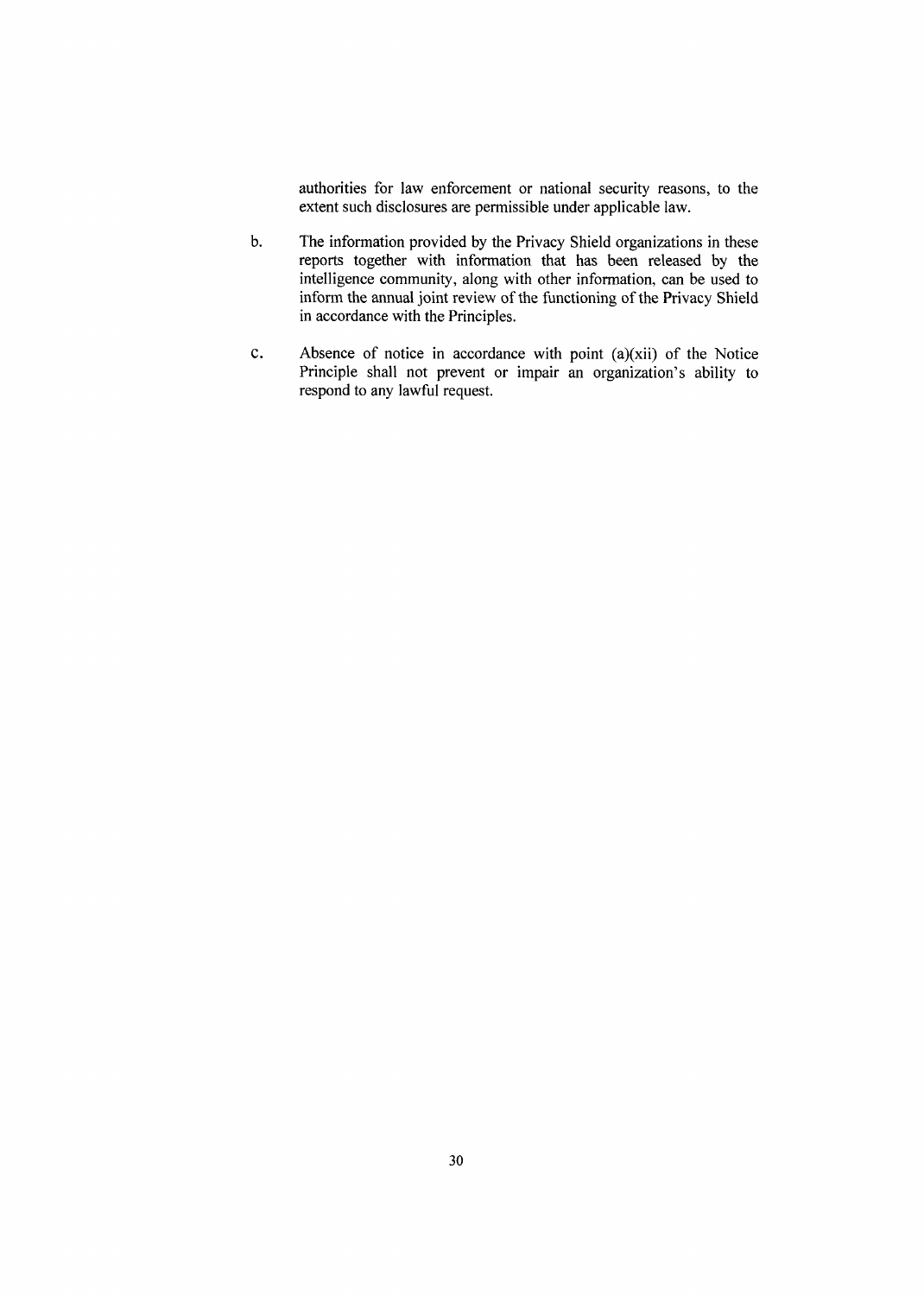authorities for law enforcement or national security reasons, to the extent such disclosures are permissible under applicable law.

b. The information provided by the Privacy Shield organizations in these reports together with information that has been released by the intelligence community, along with other information, can be used to inform the annual joint review of the functioning of the Privacy Shield in accordance with the Principles.

c. Absence of notice in accordance with point (a)(xii) of the Notice Principle shall not prevent or impair an organization's ability to respond to any lawful request.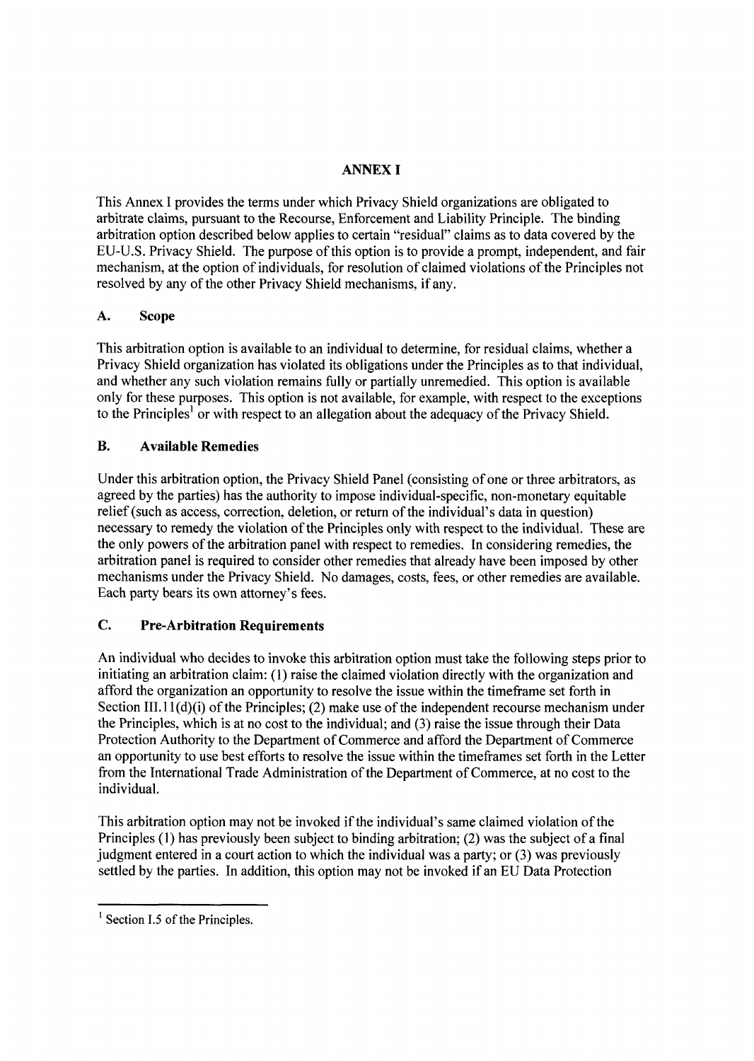## ANNEX I

This Annex I provides the terms under which Privacy Shield organizations are obligated to arbitrate claims, pursuant to the Recourse, Enforcement and Liability Principle. The binding arbitration option described below applies to certain "residual" claims as to data covered by the EU-U.S. Privacy Shield. The purpose of this option is to provide a prompt, independent, and fair mechanism, at the option of individuals, for resolution of claimed violations of the Principles not resolved by any of the other Privacy Shield mechanisms, if any.

### A. Scope

This arbitration option is available to an individual to determine, for residual claims, whether a Privacy Shield organization has violated its obligations under the Principles as to that individual, and whether any such violation remains fully or partially unremedied. This option is available only for these purposes. This option is not available, for example, with respect to the exceptions to the Principles[1] or with respect to an allegation about the adequacy of the Privacy Shield.

### B. Available Remedies

Under this arbitration option, the Privacy Shield Panel (consisting of one or three arbitrators, as agreed by the parties) has the authority to impose individual-specific, non-monetary equitable relief (such as access, correction, deletion, or return of the individual's data in question) necessary to remedy the violation of the Principles only with respect to the individual. These are the only powers of the arbitration panel with respect to remedies. In considering remedies, the arbitration panel is required to consider other remedies that already have been imposed by other mechanisms under the Privacy Shield. No damages, costs, fees, or other remedies are available. Each party bears its own attorney's fees.

### C. Pre-Arbitration Requirements

An individual who decides to invoke this arbitration option must take the following steps prior to initiating an arbitration claim: (1) raise the claimed violation directly with the organization and afford the organization an opportunity to resolve the issue within the timeframe set forth in Section III.11(d)(i) of the Principles; (2) make use of the independent recourse mechanism under the Principles, which is at no cost to the individual; and (3) raise the issue through their Data Protection Authority to the Department of Commerce and afford the Department of Commerce an opportunity to use best efforts to resolve the issue within the timeframes set forth in the Letter from the International Trade Administration of the Department of Commerce, at no cost to the individual.

This arbitration option may not be invoked if the individual's same claimed violation of the Principles (1) has previously been subject to binding arbitration; (2) was the subject of a final judgment entered in a court action to which the individual was a party; or (3) was previously settled by the parties. In addition, this option may not be invoked if an EU Data Protection

[1] Section I.5 of the Principles.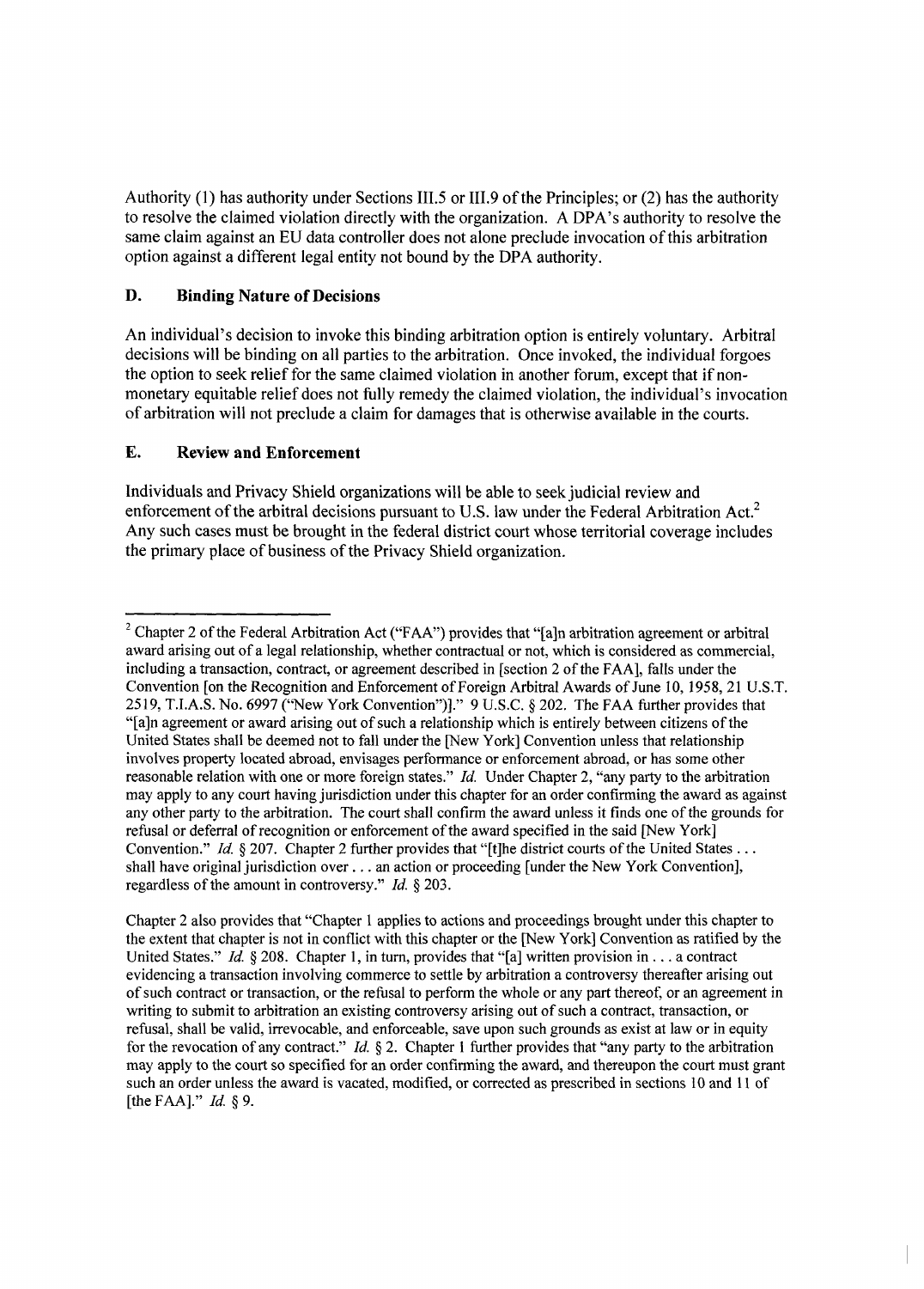Authority (1) has authority under Sections III.5 or III.9 of the Principles; or (2) has the authority to resolve the claimed violation directly with the organization. A DPA's authority to resolve the same claim against an EU data controller does not alone preclude invocation of this arbitration option against a different legal entity not bound by the DPA authority.

### D. Binding Nature of Decisions

An individual's decision to invoke this binding arbitration option is entirely voluntary. Arbitral decisions will be binding on all parties to the arbitration. Once invoked, the individual forgoes the option to seek relief for the same claimed violation in another forum, except that if non-monetary equitable relief does not fully remedy the claimed violation, the individual's invocation of arbitration will not preclude a claim for damages that is otherwise available in the courts.

### E. Review and Enforcement

Individuals and Privacy Shield organizations will be able to seek judicial review and enforcement of the arbitral decisions pursuant to U.S. law under the Federal Arbitration Act.[2] Any such cases must be brought in the federal district court whose territorial coverage includes the primary place of business of the Privacy Shield organization.

---

[2] Chapter 2 of the Federal Arbitration Act ("FAA") provides that "[a]n arbitration agreement or arbitral award arising out of a legal relationship, whether contractual or not, which is considered as commercial, including a transaction, contract, or agreement described in [section 2 of the FAA], falls under the Convention [on the Recognition and Enforcement of Foreign Arbitral Awards of June 10, 1958, 21 U.S.T. 2519, T.I.A.S. No. 6997 ("New York Convention")]." 9 U.S.C. § 202. The FAA further provides that "[a]n agreement or award arising out of such a relationship which is entirely between citizens of the United States shall be deemed not to fall under the [New York] Convention unless that relationship involves property located abroad, envisages performance or enforcement abroad, or has some other reasonable relation with one or more foreign states." *Id.* Under Chapter 2, "any party to the arbitration may apply to any court having jurisdiction under this chapter for an order confirming the award as against any other party to the arbitration. The court shall confirm the award unless it finds one of the grounds for refusal or deferral of recognition or enforcement of the award specified in the said [New York] Convention." *Id.* § 207. Chapter 2 further provides that "[t]he district courts of the United States . . . shall have original jurisdiction over . . . an action or proceeding [under the New York Convention], regardless of the amount in controversy." *Id.* § 203.

Chapter 2 also provides that "Chapter 1 applies to actions and proceedings brought under this chapter to the extent that chapter is not in conflict with this chapter or the [New York] Convention as ratified by the United States." *Id.* § 208. Chapter 1, in turn, provides that "[a] written provision in . . . a contract evidencing a transaction involving commerce to settle by arbitration a controversy thereafter arising out of such contract or transaction, or the refusal to perform the whole or any part thereof, or an agreement in writing to submit to arbitration an existing controversy arising out of such a contract, transaction, or refusal, shall be valid, irrevocable, and enforceable, save upon such grounds as exist at law or in equity for the revocation of any contract." *Id.* § 2. Chapter 1 further provides that "any party to the arbitration may apply to the court so specified for an order confirming the award, and thereupon the court must grant such an order unless the award is vacated, modified, or corrected as prescribed in sections 10 and 11 of [the FAA]." *Id.* § 9.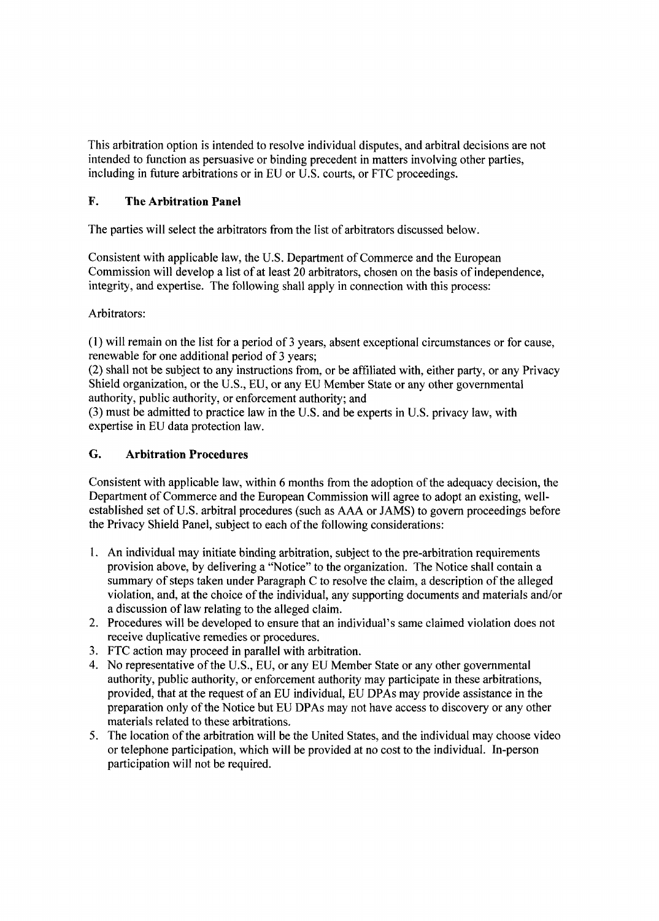This arbitration option is intended to resolve individual disputes, and arbitral decisions are not intended to function as persuasive or binding precedent in matters involving other parties, including in future arbitrations or in EU or U.S. courts, or FTC proceedings.

## F. The Arbitration Panel

The parties will select the arbitrators from the list of arbitrators discussed below.

Consistent with applicable law, the U.S. Department of Commerce and the European Commission will develop a list of at least 20 arbitrators, chosen on the basis of independence, integrity, and expertise. The following shall apply in connection with this process:

Arbitrators:

(1) will remain on the list for a period of 3 years, absent exceptional circumstances or for cause, renewable for one additional period of 3 years;
(2) shall not be subject to any instructions from, or be affiliated with, either party, or any Privacy Shield organization, or the U.S., EU, or any EU Member State or any other governmental authority, public authority, or enforcement authority; and
(3) must be admitted to practice law in the U.S. and be experts in U.S. privacy law, with expertise in EU data protection law.

## G. Arbitration Procedures

Consistent with applicable law, within 6 months from the adoption of the adequacy decision, the Department of Commerce and the European Commission will agree to adopt an existing, well-established set of U.S. arbitral procedures (such as AAA or JAMS) to govern proceedings before the Privacy Shield Panel, subject to each of the following considerations:

1. An individual may initiate binding arbitration, subject to the pre-arbitration requirements provision above, by delivering a "Notice" to the organization. The Notice shall contain a summary of steps taken under Paragraph C to resolve the claim, a description of the alleged violation, and, at the choice of the individual, any supporting documents and materials and/or a discussion of law relating to the alleged claim.
2. Procedures will be developed to ensure that an individual's same claimed violation does not receive duplicative remedies or procedures.
3. FTC action may proceed in parallel with arbitration.
4. No representative of the U.S., EU, or any EU Member State or any other governmental authority, public authority, or enforcement authority may participate in these arbitrations, provided, that at the request of an EU individual, EU DPAs may provide assistance in the preparation only of the Notice but EU DPAs may not have access to discovery or any other materials related to these arbitrations.
5. The location of the arbitration will be the United States, and the individual may choose video or telephone participation, which will be provided at no cost to the individual. In-person participation will not be required.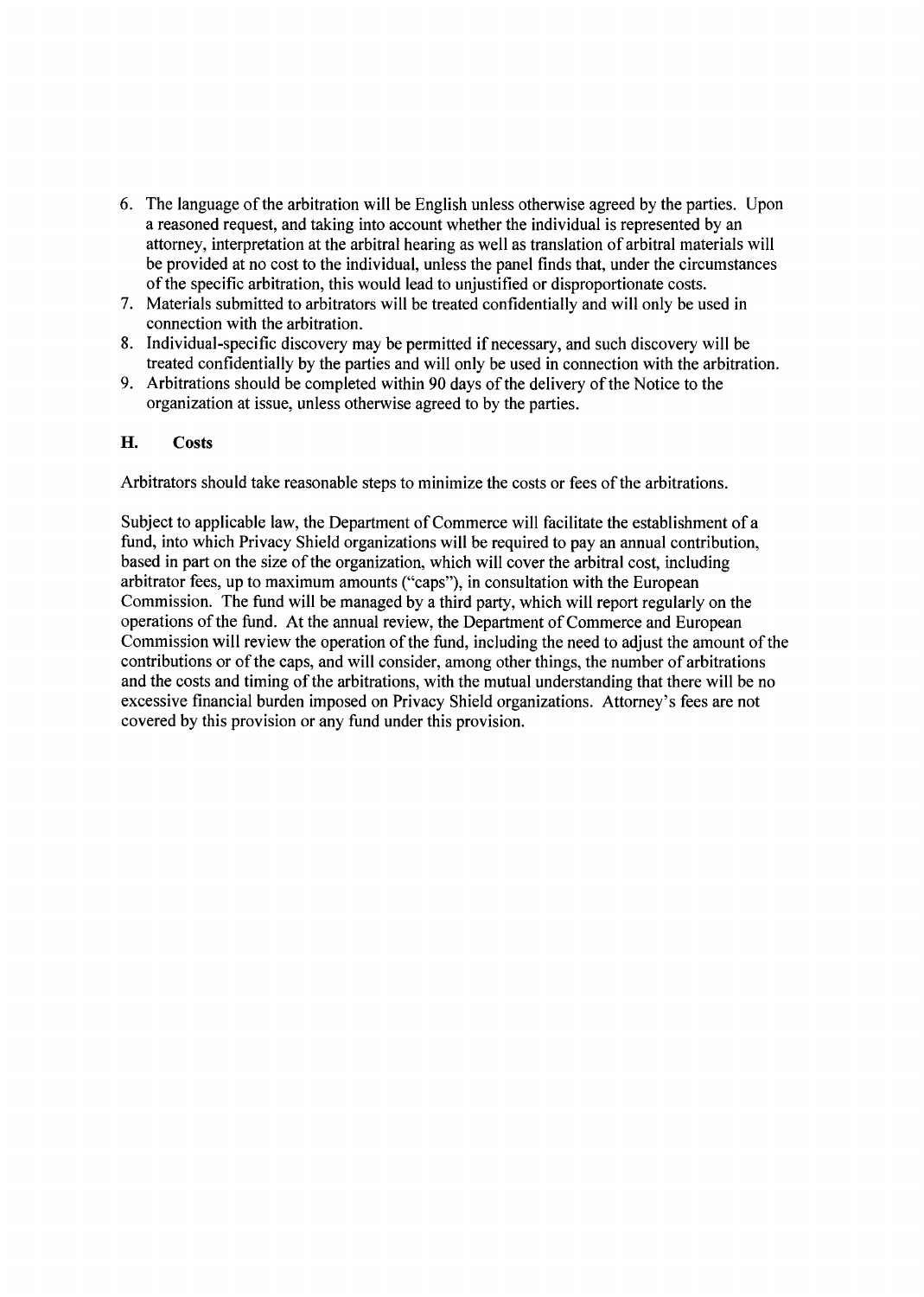6. The language of the arbitration will be English unless otherwise agreed by the parties. Upon a reasoned request, and taking into account whether the individual is represented by an attorney, interpretation at the arbitral hearing as well as translation of arbitral materials will be provided at no cost to the individual, unless the panel finds that, under the circumstances of the specific arbitration, this would lead to unjustified or disproportionate costs.
7. Materials submitted to arbitrators will be treated confidentially and will only be used in connection with the arbitration.
8. Individual-specific discovery may be permitted if necessary, and such discovery will be treated confidentially by the parties and will only be used in connection with the arbitration.
9. Arbitrations should be completed within 90 days of the delivery of the Notice to the organization at issue, unless otherwise agreed to by the parties.

### H. Costs

Arbitrators should take reasonable steps to minimize the costs or fees of the arbitrations.

Subject to applicable law, the Department of Commerce will facilitate the establishment of a fund, into which Privacy Shield organizations will be required to pay an annual contribution, based in part on the size of the organization, which will cover the arbitral cost, including arbitrator fees, up to maximum amounts ("caps"), in consultation with the European Commission. The fund will be managed by a third party, which will report regularly on the operations of the fund. At the annual review, the Department of Commerce and European Commission will review the operation of the fund, including the need to adjust the amount of the contributions or of the caps, and will consider, among other things, the number of arbitrations and the costs and timing of the arbitrations, with the mutual understanding that there will be no excessive financial burden imposed on Privacy Shield organizations. Attorney's fees are not covered by this provision or any fund under this provision.